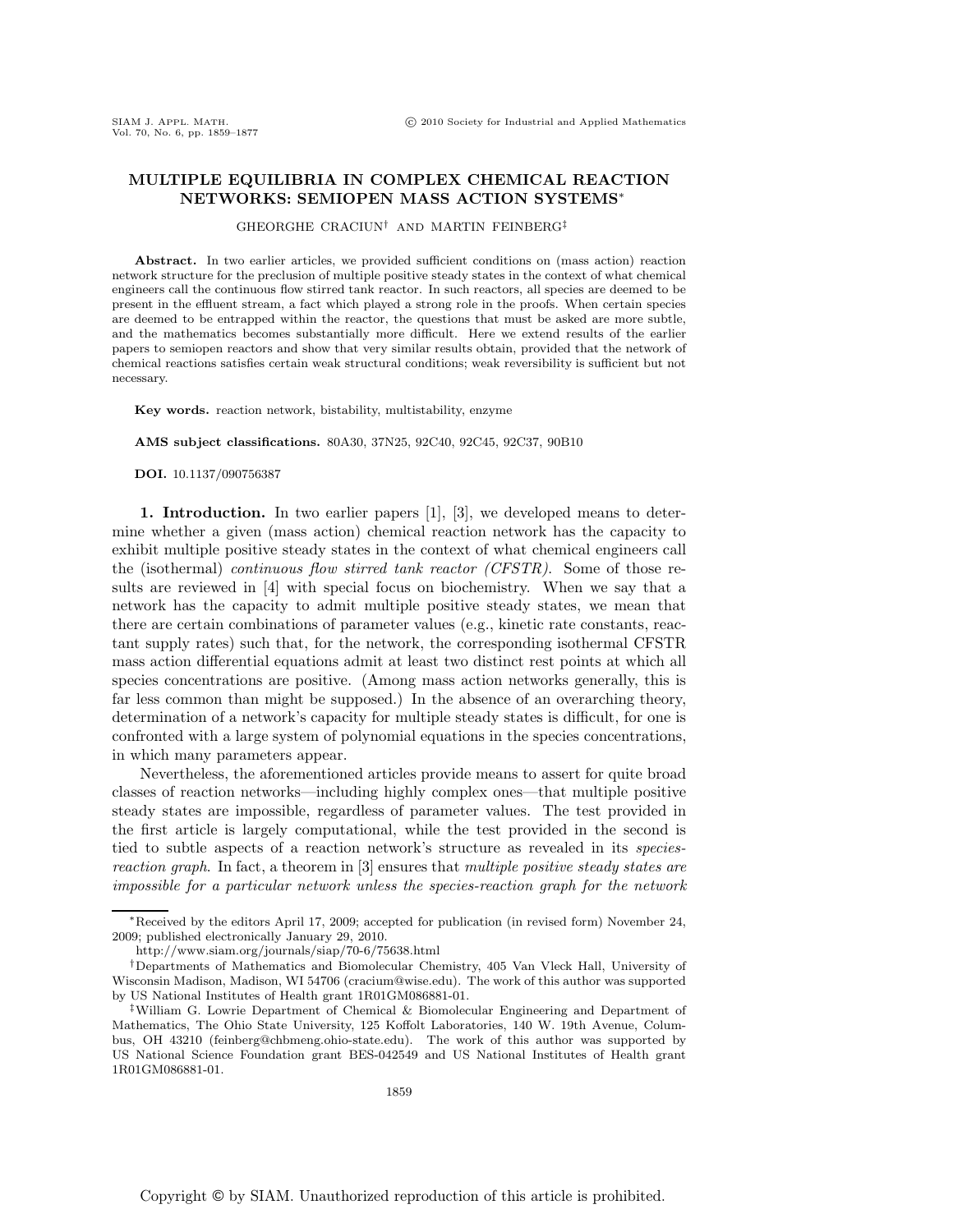# MULTIPLE EQUILIBRIA IN COMPLEX CHEMICAL REACTION NETWORKS: SEMIOPEN MASS ACTION SYSTEMS*

GHEORGHE CRACIUN† AND MARTIN FEINBERG‡

**Abstract.** In two earlier articles, we provided sufficient conditions on (mass action) reaction network structure for the preclusion of multiple positive steady states in the context of what chemical engineers call the continuous flow stirred tank reactor. In such reactors, all species are deemed to be present in the effluent stream, a fact which played a strong role in the proofs. When certain species are deemed to be entrapped within the reactor, the questions that must be asked are more subtle, and the mathematics becomes substantially more difficult. Here we extend results of the earlier papers to semiopen reactors and show that very similar results obtain, provided that the network of chemical reactions satisfies certain weak structural conditions; weak reversibility is sufficient but not necessary.

**Key words.** reaction network, bistability, multistability, enzyme

**AMS subject classifications.** 80A30, 37N25, 92C40, 92C45, 92C37, 90B10

**DOI.** 10.1137/090756387

**1. Introduction.** In two earlier papers [1], [3], we developed means to determine whether a given (mass action) chemical reaction network has the capacity to exhibit multiple positive steady states in the context of what chemical engineers call the (isothermal) *continuous flow stirred tank reactor (CFSTR)*. Some of those results are reviewed in [4] with special focus on biochemistry. When we say that a network has the capacity to admit multiple positive steady states, we mean that there are certain combinations of parameter values (e.g., kinetic rate constants, reactant supply rates) such that, for the network, the corresponding isothermal CFSTR mass action differential equations admit at least two distinct rest points at which all species concentrations are positive. (Among mass action networks generally, this is far less common than might be supposed.) In the absence of an overarching theory, determination of a network's capacity for multiple steady states is difficult, for one is confronted with a large system of polynomial equations in the species concentrations, in which many parameters appear.

Nevertheless, the aforementioned articles provide means to assert for quite broad classes of reaction networks—including highly complex ones—that multiple positive steady states are impossible, regardless of parameter values. The test provided in the first article is largely computational, while the test provided in the second is tied to subtle aspects of a reaction network's structure as revealed in its *species-reaction graph*. In fact, a theorem in [3] ensures that *multiple positive steady states are impossible for a particular network unless the species-reaction graph for the network*

---

*Received by the editors April 17, 2009; accepted for publication (in revised form) November 24, 2009; published electronically January 29, 2010.

http://www.siam.org/journals/siap/70-6/75638.html

†Departments of Mathematics and Biomolecular Chemistry, 405 Van Vleck Hall, University of Wisconsin Madison, Madison, WI 54706 (craciun@wisc.edu). The work of this author was supported by US National Institutes of Health grant 1R01GM086881-01.

‡William G. Lowrie Department of Chemical & Biomolecular Engineering and Department of Mathematics, The Ohio State University, 125 Koffolt Laboratories, 140 W. 19th Avenue, Columbus, OH 43210 (feinberg@chbmeng.ohio-state.edu). The work of this author was supported by US National Science Foundation grant BES-042549 and US National Institutes of Health grant 1R01GM086881-01.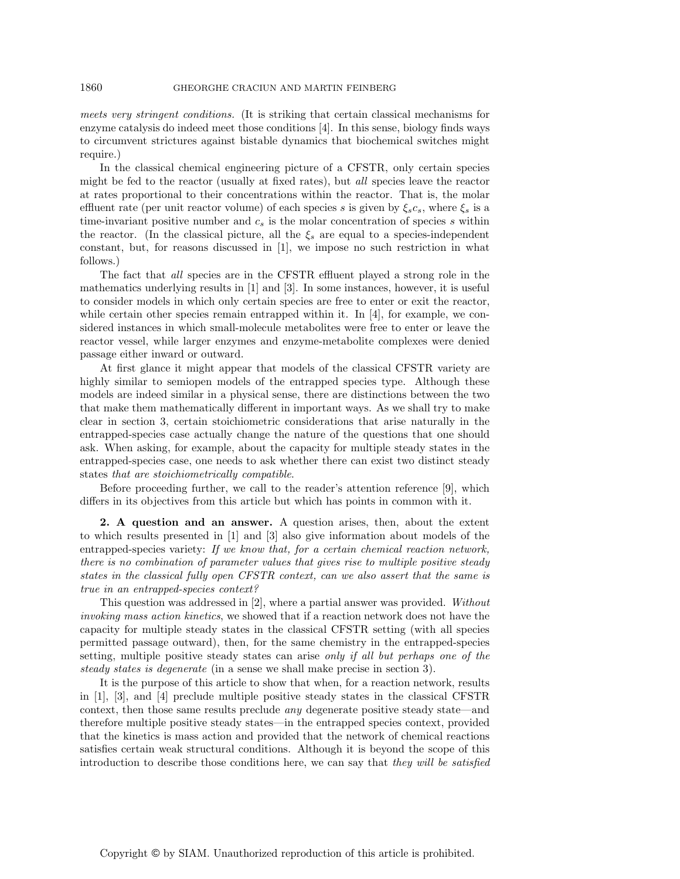*meets very stringent conditions.* (It is striking that certain classical mechanisms for enzyme catalysis do indeed meet those conditions [4]. In this sense, biology finds ways to circumvent strictures against bistable dynamics that biochemical switches might require.)

In the classical chemical engineering picture of a CFSTR, only certain species might be fed to the reactor (usually at fixed rates), but *all* species leave the reactor at rates proportional to their concentrations within the reactor. That is, the molar effluent rate (per unit reactor volume) of each species $s$ is given by $\xi_s c_s$, where $\xi_s$ is a time-invariant positive number and $c_s$ is the molar concentration of species $s$ within the reactor. (In the classical picture, all the $\xi_s$ are equal to a species-independent constant, but, for reasons discussed in [1], we impose no such restriction in what follows.)

The fact that *all* species are in the CFSTR effluent played a strong role in the mathematics underlying results in [1] and [3]. In some instances, however, it is useful to consider models in which only certain species are free to enter or exit the reactor, while certain other species remain entrapped within it. In [4], for example, we considered instances in which small-molecule metabolites were free to enter or leave the reactor vessel, while larger enzymes and enzyme-metabolite complexes were denied passage either inward or outward.

At first glance it might appear that models of the classical CFSTR variety are highly similar to semiopen models of the entrapped species type. Although these models are indeed similar in a physical sense, there are distinctions between the two that make them mathematically different in important ways. As we shall try to make clear in section 3, certain stoichiometric considerations that arise naturally in the entrapped-species case actually change the nature of the questions that one should ask. When asking, for example, about the capacity for multiple steady states in the entrapped-species case, one needs to ask whether there can exist two distinct steady states *that are stoichiometrically compatible*.

Before proceeding further, we call to the reader's attention reference [9], which differs in its objectives from this article but which has points in common with it.

## 2. A question and an answer.

A question arises, then, about the extent to which results presented in [1] and [3] also give information about models of the entrapped-species variety: *If we know that, for a certain chemical reaction network, there is no combination of parameter values that gives rise to multiple positive steady states in the classical fully open CFSTR context, can we also assert that the same is true in an entrapped-species context?*

This question was addressed in [2], where a partial answer was provided. *Without invoking mass action kinetics*, we showed that if a reaction network does not have the capacity for multiple steady states in the classical CFSTR setting (with all species permitted passage outward), then, for the same chemistry in the entrapped-species setting, multiple positive steady states can arise *only if all but perhaps one of the steady states is degenerate* (in a sense we shall make precise in section 3).

It is the purpose of this article to show that when, for a reaction network, results in [1], [3], and [4] preclude multiple positive steady states in the classical CFSTR context, then those same results preclude *any* degenerate positive steady state—and therefore multiple positive steady states—in the entrapped species context, provided that the kinetics is mass action and provided that the network of chemical reactions satisfies certain weak structural conditions. Although it is beyond the scope of this introduction to describe those conditions here, we can say that *they will be satisfied*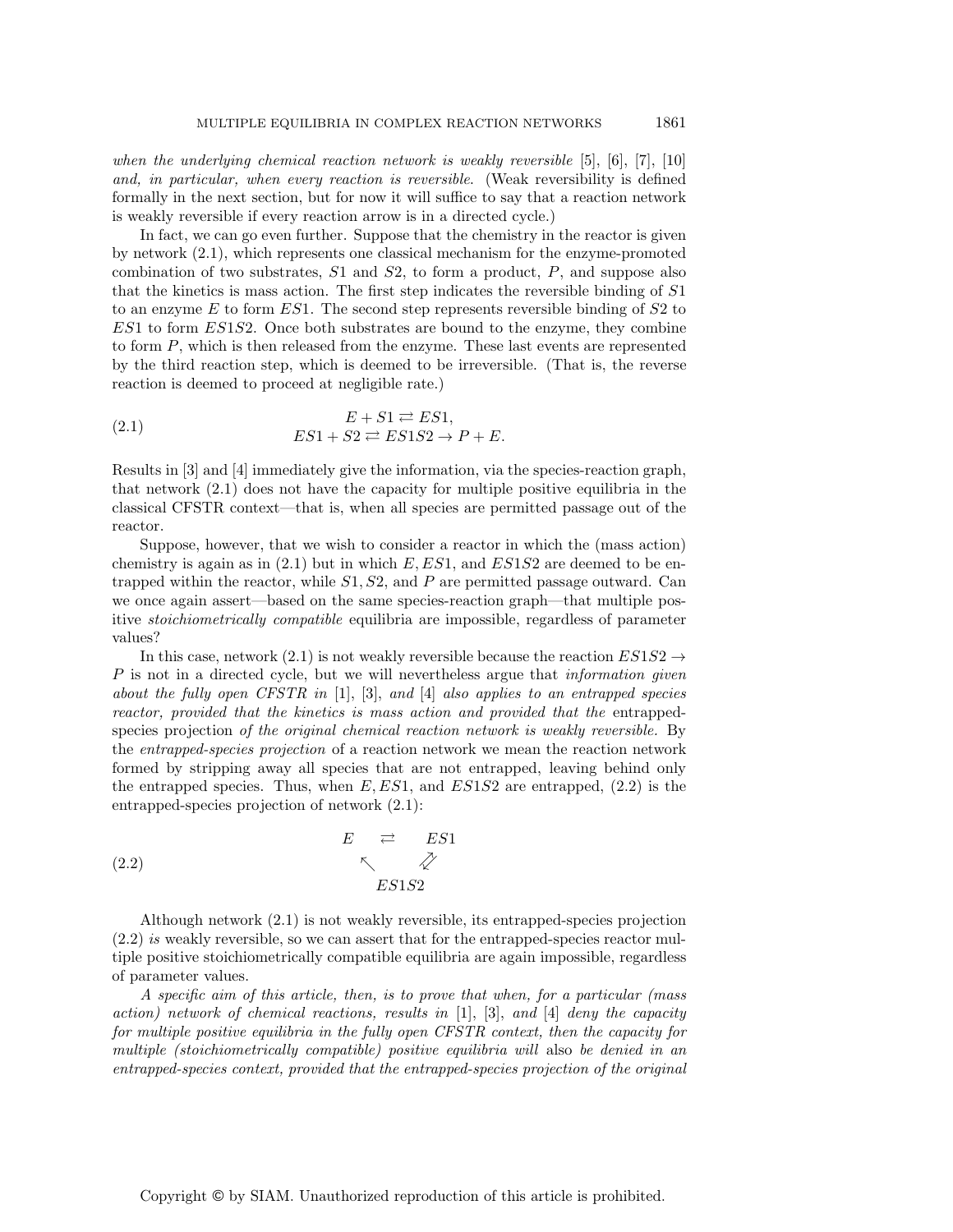*when the underlying chemical reaction network is weakly reversible* [5], [6], [7], [10] *and, in particular, when every reaction is reversible.* (Weak reversibility is defined formally in the next section, but for now it will suffice to say that a reaction network is weakly reversible if every reaction arrow is in a directed cycle.)

In fact, we can go even further. Suppose that the chemistry in the reactor is given by network (2.1), which represents one classical mechanism for the enzyme-promoted combination of two substrates, $S1$ and $S2$, to form a product, $P$, and suppose also that the kinetics is mass action. The first step indicates the reversible binding of $S1$ to an enzyme $E$ to form $ES1$. The second step represents reversible binding of $S2$ to $ES1$ to form $ES1S2$. Once both substrates are bound to the enzyme, they combine to form $P$, which is then released from the enzyme. These last events are represented by the third reaction step, which is deemed to be irreversible. (That is, the reverse reaction is deemed to proceed at negligible rate.)

$$
\begin{gathered}
E + S1 \rightleftarrows ES1, \\
ES1 + S2 \rightleftarrows ES1S2 \rightarrow P + E.
\end{gathered}
\tag{2.1}
$$

Results in [3] and [4] immediately give the information, via the species-reaction graph, that network (2.1) does not have the capacity for multiple positive equilibria in the classical CFSTR context—that is, when all species are permitted passage out of the reactor.

Suppose, however, that we wish to consider a reactor in which the (mass action) chemistry is again as in (2.1) but in which $E, ES1$, and $ES1S2$ are deemed to be entrapped within the reactor, while $S1, S2$, and $P$ are permitted passage outward. Can we once again assert—based on the same species-reaction graph—that multiple positive *stoichiometrically compatible* equilibria are impossible, regardless of parameter values?

In this case, network (2.1) is not weakly reversible because the reaction $ES1S2 \rightarrow P$ is not in a directed cycle, but we will nevertheless argue that *information given about the fully open CFSTR in* [1], [3], *and* [4] *also applies to an entrapped species reactor, provided that the kinetics is mass action and provided that the* entrapped-species projection *of the original chemical reaction network is weakly reversible.* By the *entrapped-species projection* of a reaction network we mean the reaction network formed by stripping away all species that are not entrapped, leaving behind only the entrapped species. Thus, when $E, ES1$, and $ES1S2$ are entrapped, (2.2) is the entrapped-species projection of network (2.1):

$$
\begin{array}{ccc}
E & \rightleftarrows & ES1 \\
& \nwarrow \quad \swarrow\!\!\!\nearrow & \\
& ES1S2 &
\end{array}
\tag{2.2}
$$

Although network (2.1) is not weakly reversible, its entrapped-species projection (2.2) *is* weakly reversible, so we can assert that for the entrapped-species reactor multiple positive stoichiometrically compatible equilibria are again impossible, regardless of parameter values.

*A specific aim of this article, then, is to prove that when, for a particular (mass action) network of chemical reactions, results in* [1], [3], *and* [4] *deny the capacity for multiple positive equilibria in the fully open CFSTR context, then the capacity for multiple (stoichiometrically compatible) positive equilibria will* also *be denied in an entrapped-species context, provided that the entrapped-species projection of the original*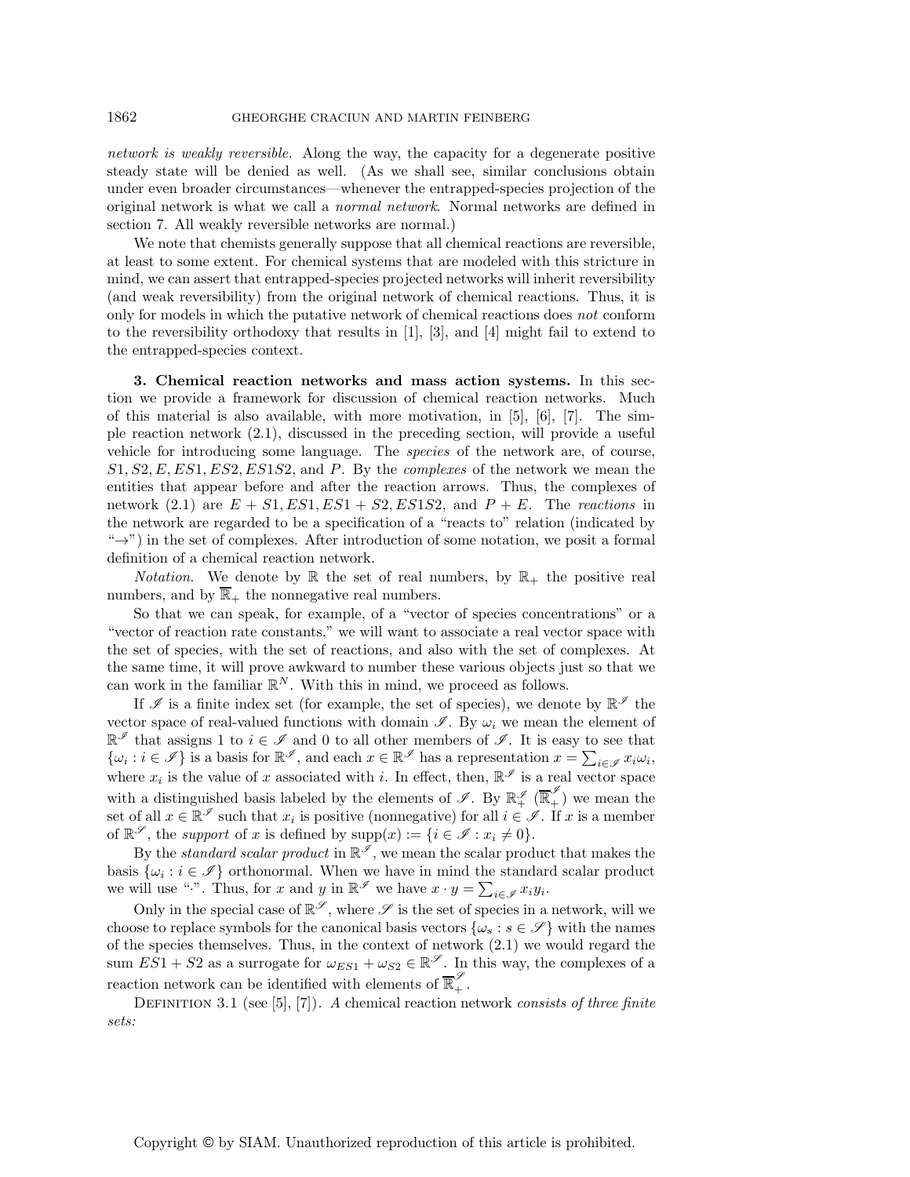*network is weakly reversible.* Along the way, the capacity for a degenerate positive steady state will be denied as well. (As we shall see, similar conclusions obtain under even broader circumstances—whenever the entrapped-species projection of the original network is what we call a *normal network*. Normal networks are defined in section 7. All weakly reversible networks are normal.)

We note that chemists generally suppose that all chemical reactions are reversible, at least to some extent. For chemical systems that are modeled with this stricture in mind, we can assert that entrapped-species projected networks will inherit reversibility (and weak reversibility) from the original network of chemical reactions. Thus, it is only for models in which the putative network of chemical reactions does *not* conform to the reversibility orthodoxy that results in [1], [3], and [4] might fail to extend to the entrapped-species context.

## 3. Chemical reaction networks and mass action systems.

In this section we provide a framework for discussion of chemical reaction networks. Much of this material is also available, with more motivation, in [5], [6], [7]. The simple reaction network (2.1), discussed in the preceding section, will provide a useful vehicle for introducing some language. The *species* of the network are, of course, $S1, S2, E, ES1, ES2, ES1S2$, and $P$. By the *complexes* of the network we mean the entities that appear before and after the reaction arrows. Thus, the complexes of network (2.1) are $E + S1, ES1, ES1 + S2, ES1S2$, and $P + E$. The *reactions* in the network are regarded to be a specification of a "reacts to" relation (indicated by "$\to$") in the set of complexes. After introduction of some notation, we posit a formal definition of a chemical reaction network.

*Notation.* We denote by $\mathbb{R}$ the set of real numbers, by $\mathbb{R}_+$ the positive real numbers, and by $\overline{\mathbb{R}}_+$ the nonnegative real numbers.

So that we can speak, for example, of a "vector of species concentrations" or a "vector of reaction rate constants," we will want to associate a real vector space with the set of species, with the set of reactions, and also with the set of complexes. At the same time, it will prove awkward to number these various objects just so that we can work in the familiar $\mathbb{R}^N$. With this in mind, we proceed as follows.

If $\mathscr{I}$ is a finite index set (for example, the set of species), we denote by $\mathbb{R}^{\mathscr{I}}$ the vector space of real-valued functions with domain $\mathscr{I}$. By $\omega_i$ we mean the element of $\mathbb{R}^{\mathscr{I}}$ that assigns 1 to $i \in \mathscr{I}$ and 0 to all other members of $\mathscr{I}$. It is easy to see that $\{\omega_i : i \in \mathscr{I}\}$ is a basis for $\mathbb{R}^{\mathscr{I}}$, and each $x \in \mathbb{R}^{\mathscr{I}}$ has a representation $x = \sum_{i \in \mathscr{I}} x_i \omega_i$, where $x_i$ is the value of $x$ associated with $i$. In effect, then, $\mathbb{R}^{\mathscr{I}}$ is a real vector space with a distinguished basis labeled by the elements of $\mathscr{I}$. By $\mathbb{R}^{\mathscr{I}}_+$ ($\overline{\mathbb{R}}^{\mathscr{I}}_+$) we mean the set of all $x \in \mathbb{R}^{\mathscr{I}}$ such that $x_i$ is positive (nonnegative) for all $i \in \mathscr{I}$. If $x$ is a member of $\mathbb{R}^{\mathscr{I}}$, the *support* of $x$ is defined by $\text{supp}(x) := \{i \in \mathscr{I} : x_i \neq 0\}$.

By the *standard scalar product* in $\mathbb{R}^{\mathscr{I}}$, we mean the scalar product that makes the basis $\{\omega_i : i \in \mathscr{I}\}$ orthonormal. When we have in mind the standard scalar product we will use "$\cdot$". Thus, for $x$ and $y$ in $\mathbb{R}^{\mathscr{I}}$ we have $x \cdot y = \sum_{i \in \mathscr{I}} x_i y_i$.

Only in the special case of $\mathbb{R}^{\mathscr{S}}$, where $\mathscr{S}$ is the set of species in a network, will we choose to replace symbols for the canonical basis vectors $\{\omega_s : s \in \mathscr{S}\}$ with the names of the species themselves. Thus, in the context of network (2.1) we would regard the sum $ES1 + S2$ as a surrogate for $\omega_{ES1} + \omega_{S2} \in \mathbb{R}^{\mathscr{S}}$. In this way, the complexes of a reaction network can be identified with elements of $\overline{\mathbb{R}}^{\mathscr{S}}_+$.

Definition 3.1 (see [5], [7]). *A* chemical reaction network *consists of three finite sets:*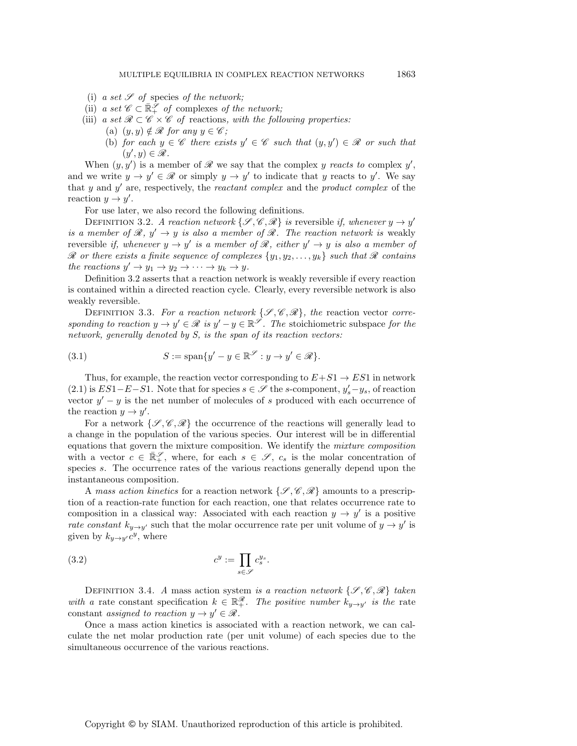(i) *a set* $\mathscr{S}$ *of* species *of the network;*

(ii) *a set* $\mathscr{C} \subset \bar{\mathbb{R}}_+^{\mathscr{S}}$ *of* complexes *of the network;*

(iii) *a set* $\mathscr{R} \subset \mathscr{C} \times \mathscr{C}$ *of* reactions*, with the following properties:*

  (a) $(y, y) \notin \mathscr{R}$ *for any* $y \in \mathscr{C}$*;*

  (b) *for each* $y \in \mathscr{C}$ *there exists* $y' \in \mathscr{C}$ *such that* $(y, y') \in \mathscr{R}$ *or such that* $(y', y) \in \mathscr{R}$.

When $(y, y')$ is a member of $\mathscr{R}$ we say that the complex $y$ *reacts to* complex $y'$, and we write $y \to y' \in \mathscr{R}$ or simply $y \to y'$ to indicate that $y$ reacts to $y'$. We say that $y$ and $y'$ are, respectively, the *reactant complex* and the *product complex* of the reaction $y \to y'$.

For use later, we also record the following definitions.

Definition 3.2. *A reaction network* $\{\mathscr{S}, \mathscr{C}, \mathscr{R}\}$ *is* reversible *if, whenever* $y \to y'$ *is a member of* $\mathscr{R}$*,* $y' \to y$ *is also a member of* $\mathscr{R}$*. The reaction network is* weakly reversible *if, whenever* $y \to y'$ *is a member of* $\mathscr{R}$*, either* $y' \to y$ *is also a member of* $\mathscr{R}$ *or there exists a finite sequence of complexes* $\{y_1, y_2, \ldots, y_k\}$ *such that* $\mathscr{R}$ *contains the reactions* $y' \to y_1 \to y_2 \to \cdots \to y_k \to y$.

Definition 3.2 asserts that a reaction network is weakly reversible if every reaction is contained within a directed reaction cycle. Clearly, every reversible network is also weakly reversible.

Definition 3.3. *For a reaction network* $\{\mathscr{S}, \mathscr{C}, \mathscr{R}\}$*, the* reaction vector *corresponding to reaction* $y \to y' \in \mathscr{R}$ *is* $y' - y \in \mathbb{R}^{\mathscr{S}}$*. The* stoichiometric subspace *for the network, generally denoted by S, is the span of its reaction vectors:*

$$S := \text{span}\{y' - y \in \mathbb{R}^{\mathscr{S}} : y \to y' \in \mathscr{R}\}. \tag{3.1}$$

Thus, for example, the reaction vector corresponding to $E + S1 \to ES1$ in network (2.1) is $ES1 - E - S1$. Note that for species $s \in \mathscr{S}$ the $s$-component, $y'_s - y_s$, of reaction vector $y' - y$ is the net number of molecules of $s$ produced with each occurrence of the reaction $y \to y'$.

For a network $\{\mathscr{S}, \mathscr{C}, \mathscr{R}\}$ the occurrence of the reactions will generally lead to a change in the population of the various species. Our interest will be in differential equations that govern the mixture composition. We identify the *mixture composition* with a vector $c \in \bar{\mathbb{R}}_+^{\mathscr{S}}$, where, for each $s \in \mathscr{S}$, $c_s$ is the molar concentration of species $s$. The occurrence rates of the various reactions generally depend upon the instantaneous composition.

A *mass action kinetics* for a reaction network $\{\mathscr{S}, \mathscr{C}, \mathscr{R}\}$ amounts to a prescription of a reaction-rate function for each reaction, one that relates occurrence rate to composition in a classical way: Associated with each reaction $y \to y'$ is a positive *rate constant* $k_{y \to y'}$ such that the molar occurrence rate per unit volume of $y \to y'$ is given by $k_{y \to y'} c^y$, where

$$c^y := \prod_{s \in \mathscr{S}} c_s^{y_s}. \tag{3.2}$$

Definition 3.4. *A* mass action system *is a reaction network* $\{\mathscr{S}, \mathscr{C}, \mathscr{R}\}$ *taken with a* rate constant specification $k \in \mathbb{R}_+^{\mathscr{R}}$*. The positive number* $k_{y \to y'}$ *is the* rate constant *assigned to reaction* $y \to y' \in \mathscr{R}$.

Once a mass action kinetics is associated with a reaction network, we can calculate the net molar production rate (per unit volume) of each species due to the simultaneous occurrence of the various reactions.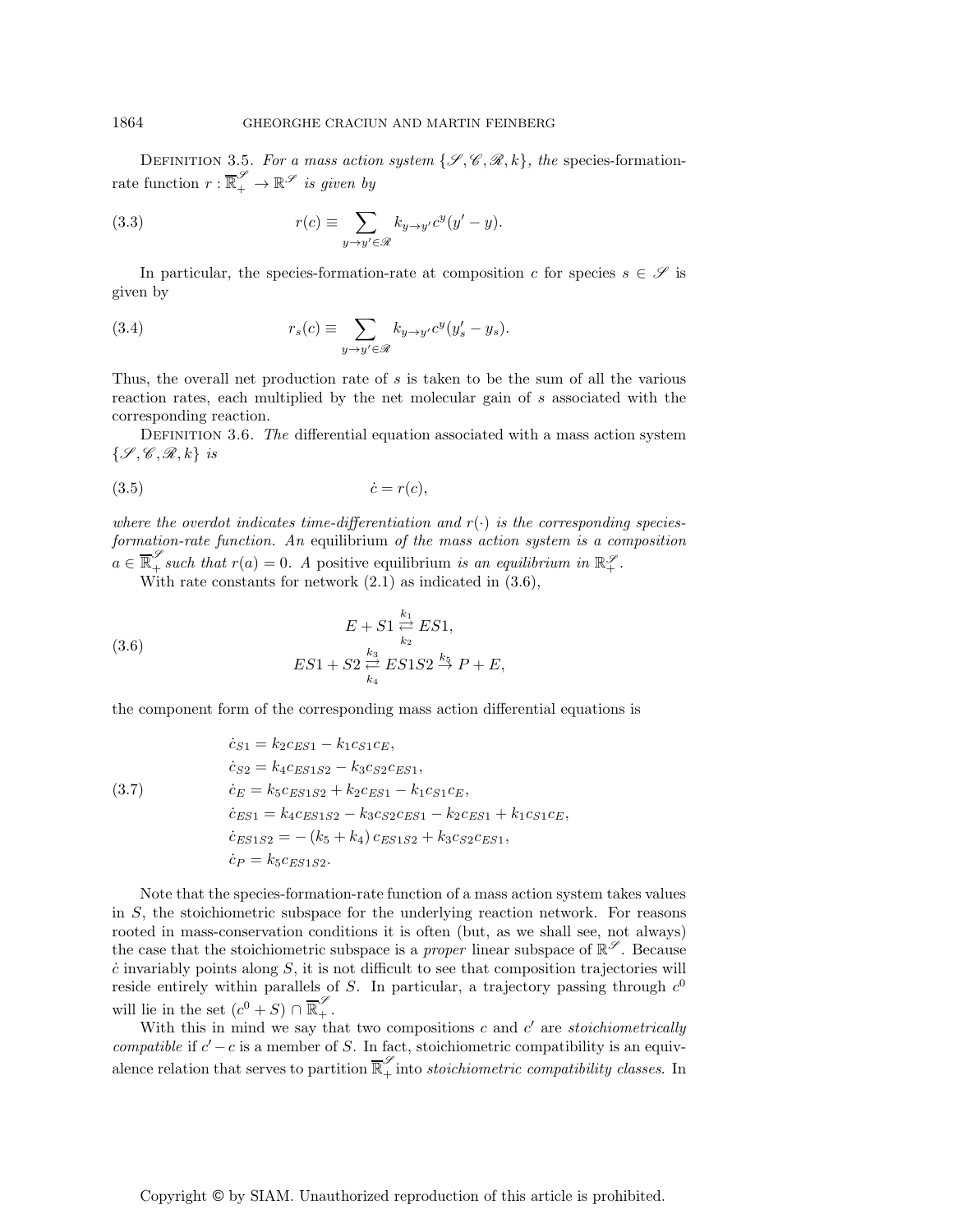Definition 3.5. *For a mass action system* $\{\mathscr{S}, \mathscr{C}, \mathscr{R}, k\}$, *the* species-formation-rate function $r : \overline{\mathbb{R}}_+^{\mathscr{S}} \to \mathbb{R}^{\mathscr{S}}$ *is given by*

$$r(c) \equiv \sum_{y \to y' \in \mathscr{R}} k_{y \to y'} c^y (y' - y). \tag{3.3}$$

In particular, the species-formation-rate at composition $c$ for species $s \in \mathscr{S}$ is given by

$$r_s(c) \equiv \sum_{y \to y' \in \mathscr{R}} k_{y \to y'} c^y (y'_s - y_s). \tag{3.4}$$

Thus, the overall net production rate of $s$ is taken to be the sum of all the various reaction rates, each multiplied by the net molecular gain of $s$ associated with the corresponding reaction.

Definition 3.6. *The* differential equation associated with a mass action system $\{\mathscr{S}, \mathscr{C}, \mathscr{R}, k\}$ *is*

$$\dot{c} = r(c), \tag{3.5}$$

*where the overdot indicates time-differentiation and* $r(\cdot)$ *is the corresponding species-formation-rate function. An* equilibrium *of the mass action system is a composition* $a \in \overline{\mathbb{R}}_+^{\mathscr{S}}$ *such that* $r(a) = 0$. *A* positive equilibrium *is an equilibrium in* $\mathbb{R}_+^{\mathscr{S}}$.

With rate constants for network (2.1) as indicated in (3.6),

$$\begin{gathered} E + S1 \underset{k_2}{\overset{k_1}{\rightleftarrows}} ES1, \\ ES1 + S2 \underset{k_4}{\overset{k_3}{\rightleftarrows}} ES1S2 \overset{k_5}{\to} P + E, \end{gathered} \tag{3.6}$$

the component form of the corresponding mass action differential equations is

$$\begin{aligned} \dot{c}_{S1} &= k_2 c_{ES1} - k_1 c_{S1} c_E, \\ \dot{c}_{S2} &= k_4 c_{ES1S2} - k_3 c_{S2} c_{ES1}, \\ \dot{c}_E &= k_5 c_{ES1S2} + k_2 c_{ES1} - k_1 c_{S1} c_E, \\ \dot{c}_{ES1} &= k_4 c_{ES1S2} - k_3 c_{S2} c_{ES1} - k_2 c_{ES1} + k_1 c_{S1} c_E, \\ \dot{c}_{ES1S2} &= -(k_5 + k_4) c_{ES1S2} + k_3 c_{S2} c_{ES1}, \\ \dot{c}_P &= k_5 c_{ES1S2}. \end{aligned} \tag{3.7}$$

Note that the species-formation-rate function of a mass action system takes values in $S$, the stoichiometric subspace for the underlying reaction network. For reasons rooted in mass-conservation conditions it is often (but, as we shall see, not always) the case that the stoichiometric subspace is a *proper* linear subspace of $\mathbb{R}^{\mathscr{S}}$. Because $\dot{c}$ invariably points along $S$, it is not difficult to see that composition trajectories will reside entirely within parallels of $S$. In particular, a trajectory passing through $c^0$ will lie in the set $(c^0 + S) \cap \overline{\mathbb{R}}_+^{\mathscr{S}}$.

With this in mind we say that two compositions $c$ and $c'$ are *stoichiometrically compatible* if $c' - c$ is a member of $S$. In fact, stoichiometric compatibility is an equivalence relation that serves to partition $\overline{\mathbb{R}}_+^{\mathscr{S}}$ into *stoichiometric compatibility classes*. In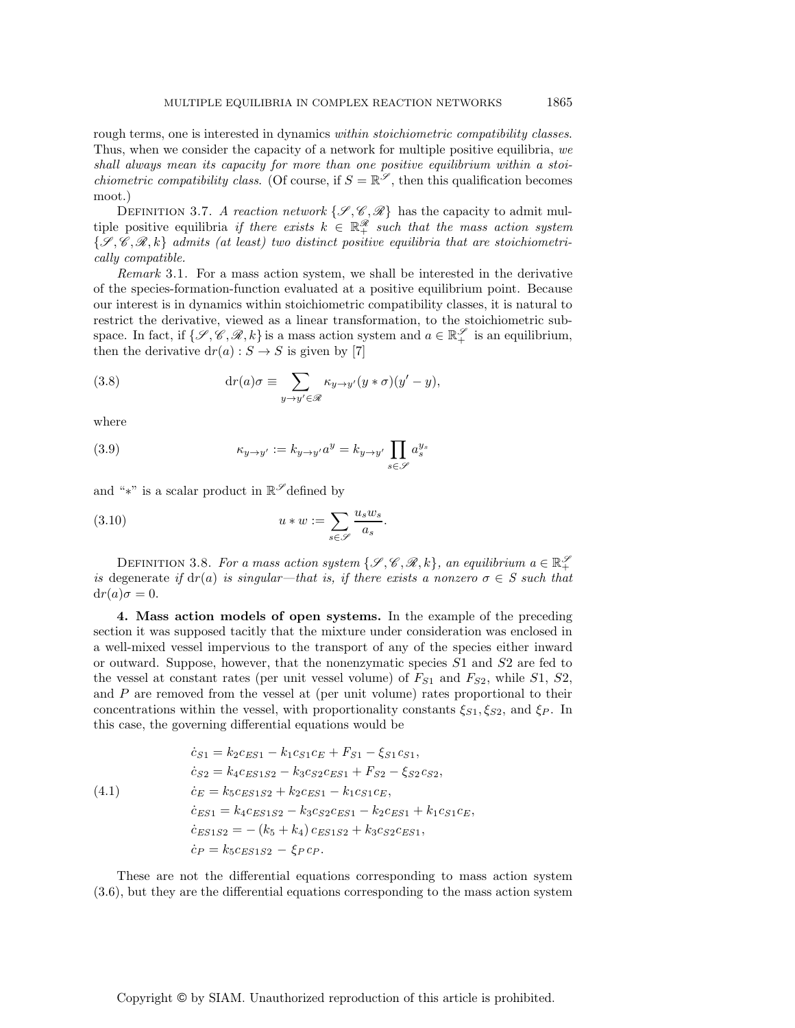rough terms, one is interested in dynamics *within stoichiometric compatibility classes*. Thus, when we consider the capacity of a network for multiple positive equilibria, *we shall always mean its capacity for more than one positive equilibrium within a stoichiometric compatibility class.* (Of course, if $S = \mathbb{R}^{\mathscr{S}}$, then this qualification becomes moot.)

DEFINITION 3.7. *A reaction network* $\{\mathscr{S}, \mathscr{C}, \mathscr{R}\}$ has the capacity to admit multiple positive equilibria *if there exists* $k \in \mathbb{R}_+^{\mathscr{R}}$ *such that the mass action system* $\{\mathscr{S}, \mathscr{C}, \mathscr{R}, k\}$ *admits (at least) two distinct positive equilibria that are stoichiometrically compatible.*

*Remark* 3.1. For a mass action system, we shall be interested in the derivative of the species-formation-function evaluated at a positive equilibrium point. Because our interest is in dynamics within stoichiometric compatibility classes, it is natural to restrict the derivative, viewed as a linear transformation, to the stoichiometric subspace. In fact, if $\{\mathscr{S}, \mathscr{C}, \mathscr{R}, k\}$ is a mass action system and $a \in \mathbb{R}_+^{\mathscr{S}}$ is an equilibrium, then the derivative $\mathrm{d}r(a) : S \to S$ is given by [7]

$$\mathrm{d}r(a)\sigma \equiv \sum_{y \to y' \in \mathscr{R}} \kappa_{y \to y'} (y * \sigma)(y' - y), \tag{3.8}$$

where

$$\kappa_{y \to y'} := k_{y \to y'} a^y = k_{y \to y'} \prod_{s \in \mathscr{S}} a_s^{y_s} \tag{3.9}$$

and "$*$" is a scalar product in $\mathbb{R}^{\mathscr{S}}$ defined by

$$u * w := \sum_{s \in \mathscr{S}} \frac{u_s w_s}{a_s}. \tag{3.10}$$

DEFINITION 3.8. *For a mass action system* $\{\mathscr{S}, \mathscr{C}, \mathscr{R}, k\}$, *an equilibrium* $a \in \mathbb{R}_+^{\mathscr{S}}$ *is* degenerate *if* $\mathrm{d}r(a)$ *is singular—that is, if there exists a nonzero* $\sigma \in S$ *such that* $\mathrm{d}r(a)\sigma = 0$.

**4. Mass action models of open systems.** In the example of the preceding section it was supposed tacitly that the mixture under consideration was enclosed in a well-mixed vessel impervious to the transport of any of the species either inward or outward. Suppose, however, that the nonenzymatic species $S1$ and $S2$ are fed to the vessel at constant rates (per unit vessel volume) of $F_{S1}$ and $F_{S2}$, while $S1$, $S2$, and $P$ are removed from the vessel at (per unit volume) rates proportional to their concentrations within the vessel, with proportionality constants $\xi_{S1}, \xi_{S2}$, and $\xi_P$. In this case, the governing differential equations would be

$$\begin{aligned}
\dot{c}_{S1} &= k_2 c_{ES1} - k_1 c_{S1} c_E + F_{S1} - \xi_{S1} c_{S1}, \\
\dot{c}_{S2} &= k_4 c_{ES1S2} - k_3 c_{S2} c_{ES1} + F_{S2} - \xi_{S2} c_{S2}, \\
\dot{c}_E &= k_5 c_{ES1S2} + k_2 c_{ES1} - k_1 c_{S1} c_E, \\
\dot{c}_{ES1} &= k_4 c_{ES1S2} - k_3 c_{S2} c_{ES1} - k_2 c_{ES1} + k_1 c_{S1} c_E, \\
\dot{c}_{ES1S2} &= -(k_5 + k_4)\, c_{ES1S2} + k_3 c_{S2} c_{ES1}, \\
\dot{c}_P &= k_5 c_{ES1S2} - \xi_P c_P.
\end{aligned} \tag{4.1}$$

These are not the differential equations corresponding to mass action system (3.6), but they are the differential equations corresponding to the mass action system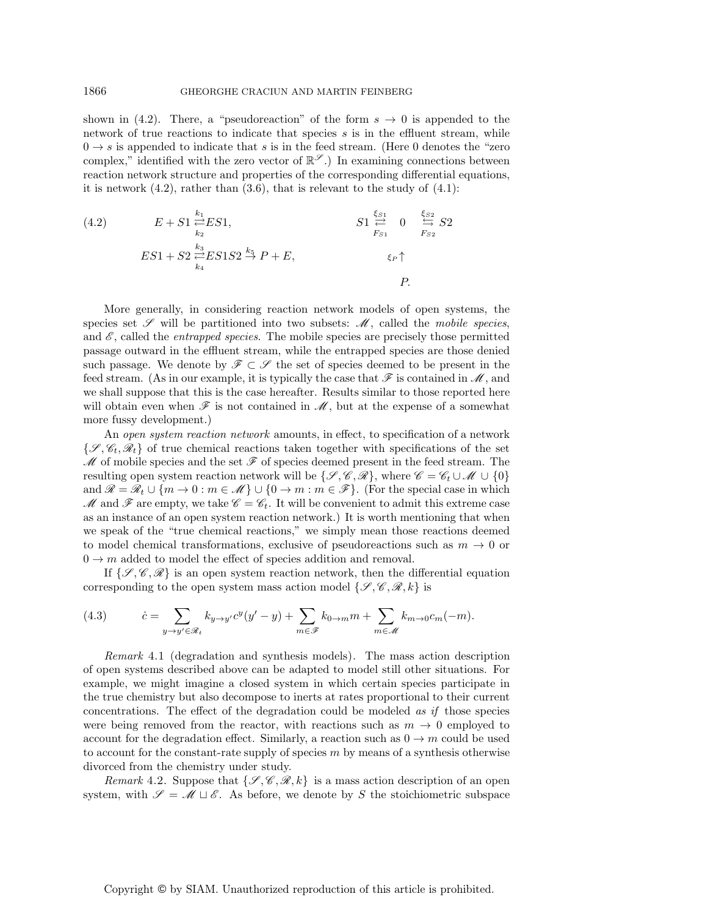shown in (4.2). There, a "pseudoreaction" of the form $s \to 0$ is appended to the network of true reactions to indicate that species $s$ is in the effluent stream, while $0 \to s$ is appended to indicate that $s$ is in the feed stream. (Here 0 denotes the "zero complex," identified with the zero vector of $\mathbb{R}^{\mathscr{S}}$.) In examining connections between reaction network structure and properties of the corresponding differential equations, it is network (4.2), rather than (3.6), that is relevant to the study of (4.1):

$$
\begin{aligned}
&E + S1 \underset{k_2}{\overset{k_1}{\rightleftarrows}} ES1, \qquad\qquad && S1 \underset{F_{S1}}{\overset{\xi_{S1}}{\rightleftarrows}} 0 \underset{F_{S2}}{\overset{\xi_{S2}}{\leftrightarrows}} S2 \\
&ES1 + S2 \underset{k_4}{\overset{k_3}{\rightleftarrows}} ES1S2 \overset{k_5}{\to} P + E, && \qquad\quad \xi_P \uparrow \\
& && \qquad\quad P.
\end{aligned}
\tag{4.2}
$$

More generally, in considering reaction network models of open systems, the species set $\mathscr{S}$ will be partitioned into two subsets: $\mathscr{M}$, called the *mobile species*, and $\mathscr{E}$, called the *entrapped species*. The mobile species are precisely those permitted passage outward in the effluent stream, while the entrapped species are those denied such passage. We denote by $\mathscr{F} \subset \mathscr{S}$ the set of species deemed to be present in the feed stream. (As in our example, it is typically the case that $\mathscr{F}$ is contained in $\mathscr{M}$, and we shall suppose that this is the case hereafter. Results similar to those reported here will obtain even when $\mathscr{F}$ is not contained in $\mathscr{M}$, but at the expense of a somewhat more fussy development.)

An *open system reaction network* amounts, in effect, to specification of a network $\{\mathscr{S}, \mathscr{C}_t, \mathscr{R}_t\}$ of true chemical reactions taken together with specifications of the set $\mathscr{M}$ of mobile species and the set $\mathscr{F}$ of species deemed present in the feed stream. The resulting open system reaction network will be $\{\mathscr{S}, \mathscr{C}, \mathscr{R}\}$, where $\mathscr{C} = \mathscr{C}_t \cup \mathscr{M} \cup \{0\}$ and $\mathscr{R} = \mathscr{R}_t \cup \{m \to 0 : m \in \mathscr{M}\} \cup \{0 \to m : m \in \mathscr{F}\}$. (For the special case in which $\mathscr{M}$ and $\mathscr{F}$ are empty, we take $\mathscr{C} = \mathscr{C}_t$. It will be convenient to admit this extreme case as an instance of an open system reaction network.) It is worth mentioning that when we speak of the "true chemical reactions," we simply mean those reactions deemed to model chemical transformations, exclusive of pseudoreactions such as $m \to 0$ or $0 \to m$ added to model the effect of species addition and removal.

If $\{\mathscr{S}, \mathscr{C}, \mathscr{R}\}$ is an open system reaction network, then the differential equation corresponding to the open system mass action model $\{\mathscr{S}, \mathscr{C}, \mathscr{R}, k\}$ is

$$
\dot{c} = \sum_{y \to y' \in \mathscr{R}_t} k_{y \to y'} c^y (y' - y) + \sum_{m \in \mathscr{F}} k_{0 \to m} m + \sum_{m \in \mathscr{M}} k_{m \to 0} c_m (-m). \tag{4.3}
$$

*Remark* 4.1 (degradation and synthesis models). The mass action description of open systems described above can be adapted to model still other situations. For example, we might imagine a closed system in which certain species participate in the true chemistry but also decompose to inerts at rates proportional to their current concentrations. The effect of the degradation could be modeled *as if* those species were being removed from the reactor, with reactions such as $m \to 0$ employed to account for the degradation effect. Similarly, a reaction such as $0 \to m$ could be used to account for the constant-rate supply of species $m$ by means of a synthesis otherwise divorced from the chemistry under study.

*Remark* 4.2. Suppose that $\{\mathscr{S}, \mathscr{C}, \mathscr{R}, k\}$ is a mass action description of an open system, with $\mathscr{S} = \mathscr{M} \sqcup \mathscr{E}$. As before, we denote by $S$ the stoichiometric subspace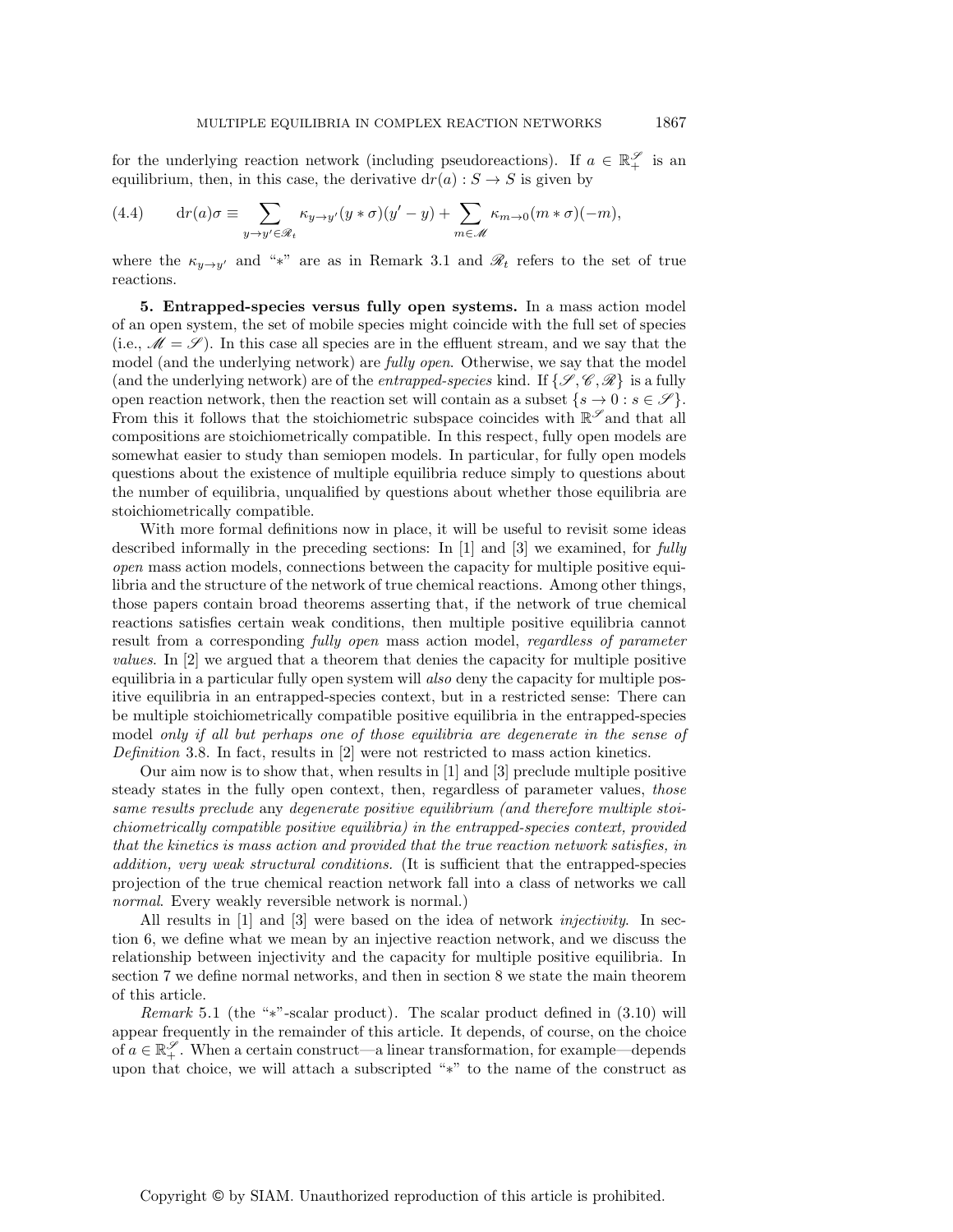for the underlying reaction network (including pseudoreactions). If $a \in \mathbb{R}_+^{\mathscr{S}}$ is an equilibrium, then, in this case, the derivative $\mathrm{d}r(a) : S \to S$ is given by

$$\mathrm{d}r(a)\sigma \equiv \sum_{y \to y' \in \mathscr{R}_t} \kappa_{y \to y'}(y * \sigma)(y' - y) + \sum_{m \in \mathscr{M}} \kappa_{m \to 0}(m * \sigma)(-m), \tag{4.4}$$

where the $\kappa_{y \to y'}$ and "$*$" are as in Remark 3.1 and $\mathscr{R}_t$ refers to the set of true reactions.

**5. Entrapped-species versus fully open systems.** In a mass action model of an open system, the set of mobile species might coincide with the full set of species (i.e., $\mathscr{M} = \mathscr{S}$). In this case all species are in the effluent stream, and we say that the model (and the underlying network) are *fully open*. Otherwise, we say that the model (and the underlying network) are of the *entrapped-species* kind. If $\{\mathscr{S}, \mathscr{C}, \mathscr{R}\}$ is a fully open reaction network, then the reaction set will contain as a subset $\{s \to 0 : s \in \mathscr{S}\}$. From this it follows that the stoichiometric subspace coincides with $\mathbb{R}^{\mathscr{S}}$ and that all compositions are stoichiometrically compatible. In this respect, fully open models are somewhat easier to study than semiopen models. In particular, for fully open models questions about the existence of multiple equilibria reduce simply to questions about the number of equilibria, unqualified by questions about whether those equilibria are stoichiometrically compatible.

With more formal definitions now in place, it will be useful to revisit some ideas described informally in the preceding sections: In [1] and [3] we examined, for *fully open* mass action models, connections between the capacity for multiple positive equilibria and the structure of the network of true chemical reactions. Among other things, those papers contain broad theorems asserting that, if the network of true chemical reactions satisfies certain weak conditions, then multiple positive equilibria cannot result from a corresponding *fully open* mass action model, *regardless of parameter values*. In [2] we argued that a theorem that denies the capacity for multiple positive equilibria in a particular fully open system will *also* deny the capacity for multiple positive equilibria in an entrapped-species context, but in a restricted sense: There can be multiple stoichiometrically compatible positive equilibria in the entrapped-species model *only if all but perhaps one of those equilibria are degenerate in the sense of Definition* 3.8. In fact, results in [2] were not restricted to mass action kinetics.

Our aim now is to show that, when results in [1] and [3] preclude multiple positive steady states in the fully open context, then, regardless of parameter values, *those same results preclude* any *degenerate positive equilibrium (and therefore multiple stoichiometrically compatible positive equilibria) in the entrapped-species context, provided that the kinetics is mass action and provided that the true reaction network satisfies, in addition, very weak structural conditions.* (It is sufficient that the entrapped-species projection of the true chemical reaction network fall into a class of networks we call *normal*. Every weakly reversible network is normal.)

All results in [1] and [3] were based on the idea of network *injectivity*. In section 6, we define what we mean by an injective reaction network, and we discuss the relationship between injectivity and the capacity for multiple positive equilibria. In section 7 we define normal networks, and then in section 8 we state the main theorem of this article.

*Remark* 5.1 (the "$*$"-scalar product). The scalar product defined in (3.10) will appear frequently in the remainder of this article. It depends, of course, on the choice of $a \in \mathbb{R}_+^{\mathscr{S}}$. When a certain construct—a linear transformation, for example—depends upon that choice, we will attach a subscripted "$*$" to the name of the construct as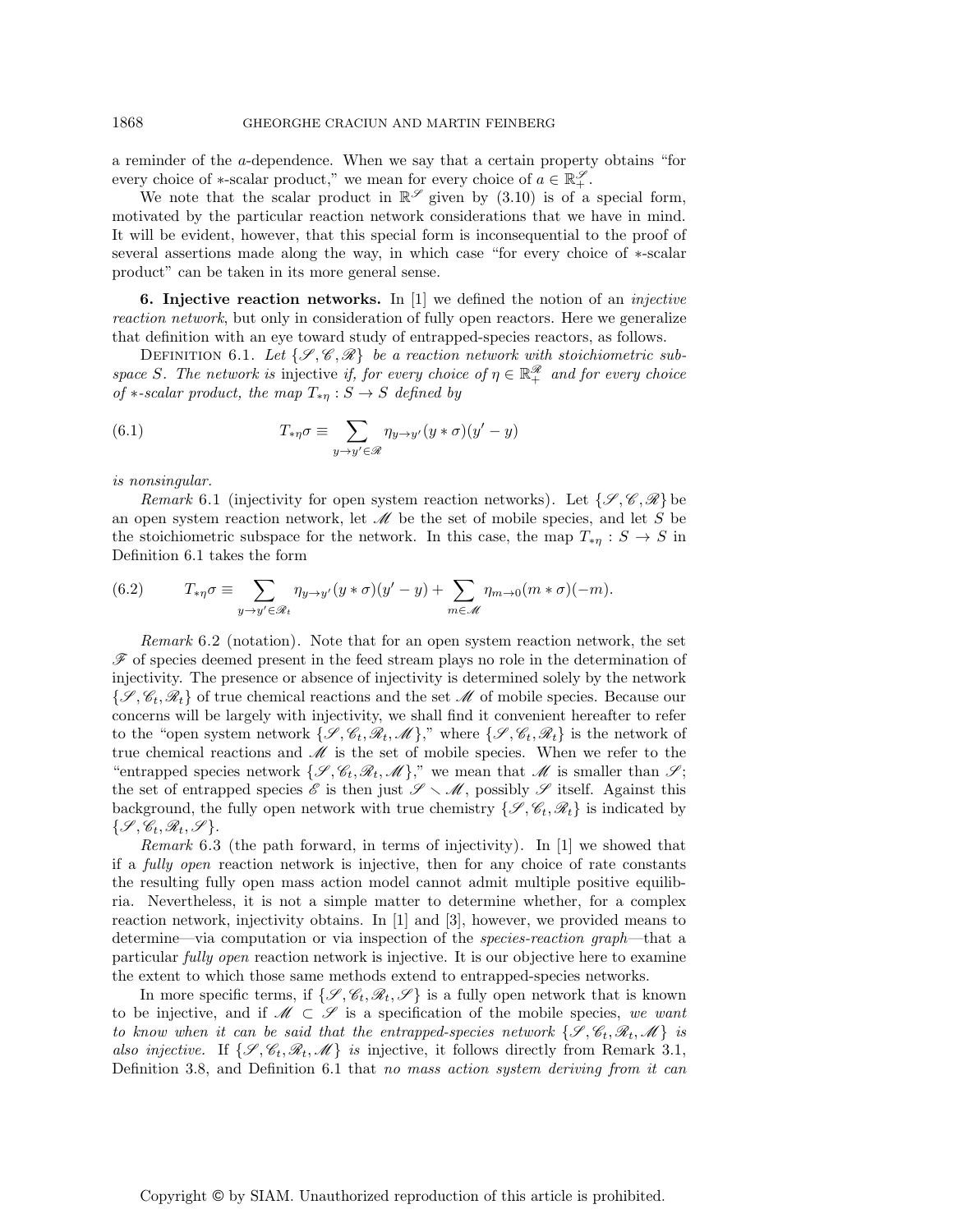a reminder of the $a$-dependence. When we say that a certain property obtains "for every choice of $*$-scalar product," we mean for every choice of $a \in \mathbb{R}^{\mathscr{S}}_{+}$.

We note that the scalar product in $\mathbb{R}^{\mathscr{S}}$ given by (3.10) is of a special form, motivated by the particular reaction network considerations that we have in mind. It will be evident, however, that this special form is inconsequential to the proof of several assertions made along the way, in which case "for every choice of $*$-scalar product" can be taken in its more general sense.

## 6. Injective reaction networks.

In [1] we defined the notion of an *injective reaction network*, but only in consideration of fully open reactors. Here we generalize that definition with an eye toward study of entrapped-species reactors, as follows.

DEFINITION 6.1. *Let $\{\mathscr{S}, \mathscr{C}, \mathscr{R}\}$ be a reaction network with stoichiometric subspace $S$. The network is* injective *if, for every choice of $\eta \in \mathbb{R}^{\mathscr{R}}_{+}$ and for every choice of $*$-scalar product, the map $T_{*\eta} : S \to S$ defined by*

$$T_{*\eta}\sigma \equiv \sum_{y \to y' \in \mathscr{R}} \eta_{y \to y'} (y * \sigma)(y' - y) \tag{6.1}$$

*is nonsingular.*

*Remark* 6.1 (injectivity for open system reaction networks). Let $\{\mathscr{S}, \mathscr{C}, \mathscr{R}\}$ be an open system reaction network, let $\mathscr{M}$ be the set of mobile species, and let $S$ be the stoichiometric subspace for the network. In this case, the map $T_{*\eta} : S \to S$ in Definition 6.1 takes the form

$$T_{*\eta}\sigma \equiv \sum_{y \to y' \in \mathscr{R}_t} \eta_{y \to y'} (y * \sigma)(y' - y) + \sum_{m \in \mathscr{M}} \eta_{m \to 0} (m * \sigma)(-m). \tag{6.2}$$

*Remark* 6.2 (notation). Note that for an open system reaction network, the set $\mathscr{F}$ of species deemed present in the feed stream plays no role in the determination of injectivity. The presence or absence of injectivity is determined solely by the network $\{\mathscr{S}, \mathscr{C}_t, \mathscr{R}_t\}$ of true chemical reactions and the set $\mathscr{M}$ of mobile species. Because our concerns will be largely with injectivity, we shall find it convenient hereafter to refer to the "open system network $\{\mathscr{S}, \mathscr{C}_t, \mathscr{R}_t, \mathscr{M}\}$," where $\{\mathscr{S}, \mathscr{C}_t, \mathscr{R}_t\}$ is the network of true chemical reactions and $\mathscr{M}$ is the set of mobile species. When we refer to the "entrapped species network $\{\mathscr{S}, \mathscr{C}_t, \mathscr{R}_t, \mathscr{M}\}$," we mean that $\mathscr{M}$ is smaller than $\mathscr{S}$; the set of entrapped species $\mathscr{E}$ is then just $\mathscr{S} \setminus \mathscr{M}$, possibly $\mathscr{S}$ itself. Against this background, the fully open network with true chemistry $\{\mathscr{S}, \mathscr{C}_t, \mathscr{R}_t\}$ is indicated by $\{\mathscr{S}, \mathscr{C}_t, \mathscr{R}_t, \mathscr{S}\}$.

*Remark* 6.3 (the path forward, in terms of injectivity). In [1] we showed that if a *fully open* reaction network is injective, then for any choice of rate constants the resulting fully open mass action model cannot admit multiple positive equilibria. Nevertheless, it is not a simple matter to determine whether, for a complex reaction network, injectivity obtains. In [1] and [3], however, we provided means to determine—via computation or via inspection of the *species-reaction graph*—that a particular *fully open* reaction network is injective. It is our objective here to examine the extent to which those same methods extend to entrapped-species networks.

In more specific terms, if $\{\mathscr{S}, \mathscr{C}_t, \mathscr{R}_t, \mathscr{S}\}$ is a fully open network that is known to be injective, and if $\mathscr{M} \subset \mathscr{S}$ is a specification of the mobile species, *we want to know when it can be said that the entrapped-species network $\{\mathscr{S}, \mathscr{C}_t, \mathscr{R}_t, \mathscr{M}\}$ is also injective.* If $\{\mathscr{S}, \mathscr{C}_t, \mathscr{R}_t, \mathscr{M}\}$ *is* injective, it follows directly from Remark 3.1, Definition 3.8, and Definition 6.1 that *no mass action system deriving from it can*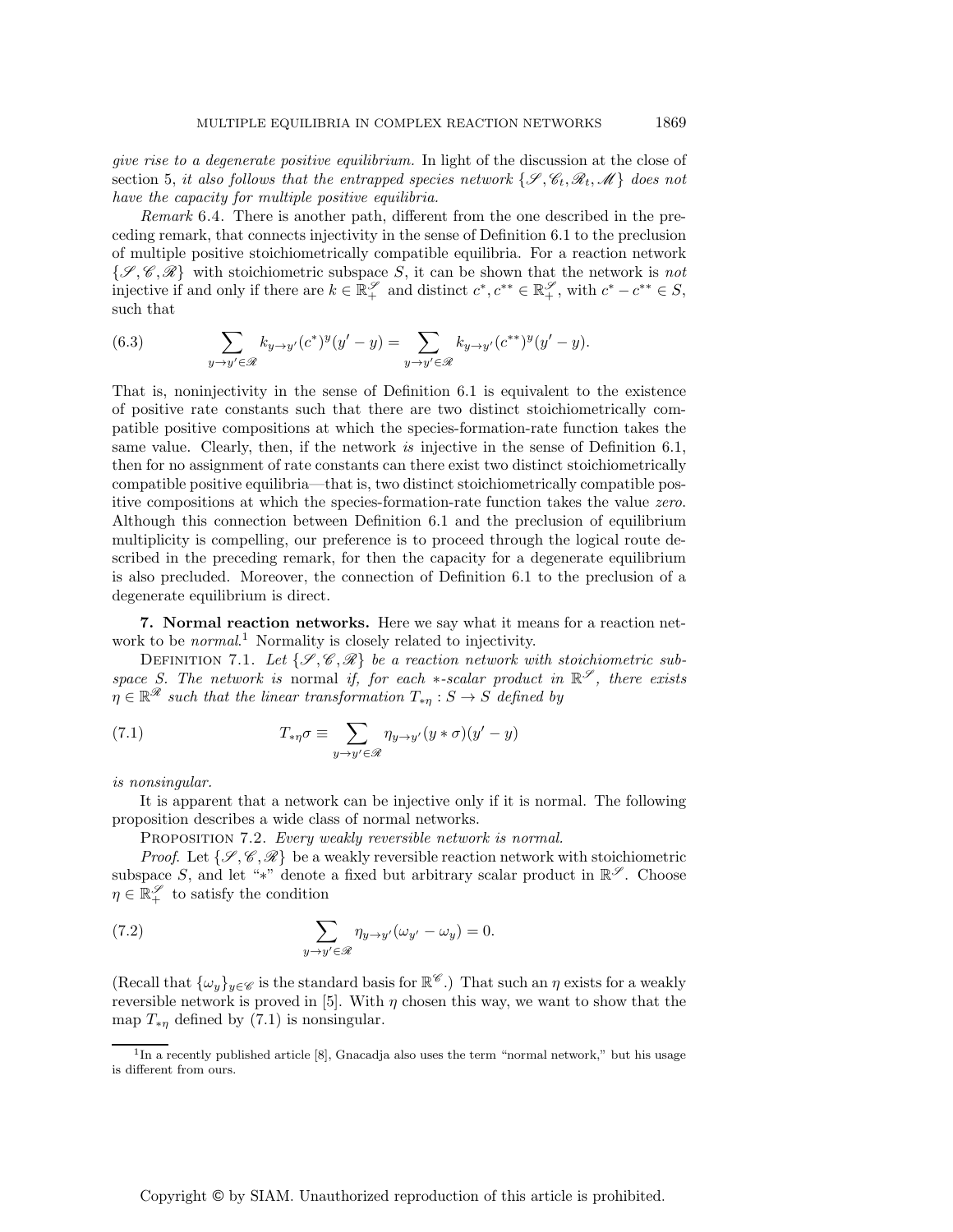*give rise to a degenerate positive equilibrium.* In light of the discussion at the close of section 5, *it also follows that the entrapped species network $\{\mathscr{S}, \mathscr{C}_t, \mathscr{R}_t, \mathscr{M}\}$ does not have the capacity for multiple positive equilibria.*

*Remark* 6.4. There is another path, different from the one described in the preceding remark, that connects injectivity in the sense of Definition 6.1 to the preclusion of multiple positive stoichiometrically compatible equilibria. For a reaction network $\{\mathscr{S}, \mathscr{C}, \mathscr{R}\}$ with stoichiometric subspace $S$, it can be shown that the network is *not* injective if and only if there are $k \in \mathbb{R}^{\mathscr{S}}_{+}$ and distinct $c^*, c^{**} \in \mathbb{R}^{\mathscr{S}}_{+}$, with $c^* - c^{**} \in S$, such that

$$\sum_{y \to y' \in \mathscr{R}} k_{y \to y'} (c^*)^y (y' - y) = \sum_{y \to y' \in \mathscr{R}} k_{y \to y'} (c^{**})^y (y' - y). \tag{6.3}$$

That is, noninjectivity in the sense of Definition 6.1 is equivalent to the existence of positive rate constants such that there are two distinct stoichiometrically compatible positive compositions at which the species-formation-rate function takes the same value. Clearly, then, if the network *is* injective in the sense of Definition 6.1, then for no assignment of rate constants can there exist two distinct stoichiometrically compatible positive equilibria—that is, two distinct stoichiometrically compatible positive compositions at which the species-formation-rate function takes the value *zero*. Although this connection between Definition 6.1 and the preclusion of equilibrium multiplicity is compelling, our preference is to proceed through the logical route described in the preceding remark, for then the capacity for a degenerate equilibrium is also precluded. Moreover, the connection of Definition 6.1 to the preclusion of a degenerate equilibrium is direct.

## 7. Normal reaction networks.

Here we say what it means for a reaction network to be *normal*.[1] Normality is closely related to injectivity.

Definition 7.1. *Let $\{\mathscr{S}, \mathscr{C}, \mathscr{R}\}$ be a reaction network with stoichiometric subspace $S$. The network is* normal *if, for each $*$-scalar product in $\mathbb{R}^{\mathscr{S}}$, there exists $\eta \in \mathbb{R}^{\mathscr{R}}$ such that the linear transformation $T_{*\eta} : S \to S$ defined by*

$$T_{*\eta}\sigma \equiv \sum_{y \to y' \in \mathscr{R}} \eta_{y \to y'} (y * \sigma)(y' - y) \tag{7.1}$$

*is nonsingular.*

It is apparent that a network can be injective only if it is normal. The following proposition describes a wide class of normal networks.

Proposition 7.2. *Every weakly reversible network is normal.*

*Proof.* Let $\{\mathscr{S}, \mathscr{C}, \mathscr{R}\}$ be a weakly reversible reaction network with stoichiometric subspace $S$, and let "$*$" denote a fixed but arbitrary scalar product in $\mathbb{R}^{\mathscr{S}}$. Choose $\eta \in \mathbb{R}^{\mathscr{S}}_{+}$ to satisfy the condition

$$\sum_{y \to y' \in \mathscr{R}} \eta_{y \to y'} (\omega_{y'} - \omega_y) = 0. \tag{7.2}$$

(Recall that $\{\omega_y\}_{y \in \mathscr{C}}$ is the standard basis for $\mathbb{R}^{\mathscr{C}}$.) That such an $\eta$ exists for a weakly reversible network is proved in [5]. With $\eta$ chosen this way, we want to show that the map $T_{*\eta}$ defined by (7.1) is nonsingular.

[1] In a recently published article [8], Gnacadja also uses the term "normal network," but his usage is different from ours.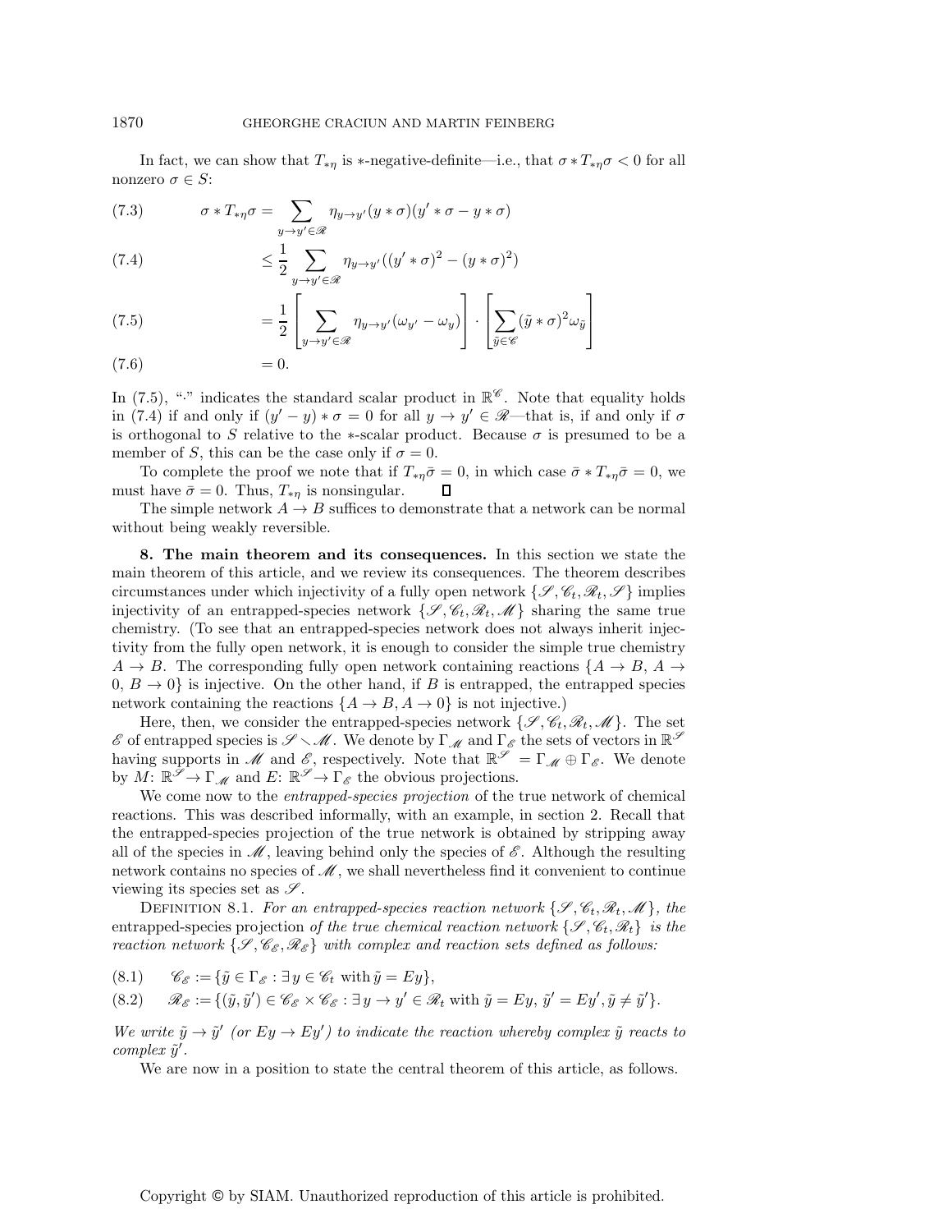In fact, we can show that $T_{*\eta}$ is $*$-negative-definite—i.e., that $\sigma * T_{*\eta}\sigma < 0$ for all nonzero $\sigma \in S$:

$$
\begin{aligned}
\sigma * T_{*\eta}\sigma &= \sum_{y\to y' \in \mathscr{R}} \eta_{y\to y'} (y*\sigma)(y'*\sigma - y*\sigma) && (7.3)\\
&\le \frac{1}{2} \sum_{y\to y' \in \mathscr{R}} \eta_{y\to y'} ((y'*\sigma)^2 - (y*\sigma)^2) && (7.4)\\
&= \frac{1}{2}\left[\sum_{y\to y' \in \mathscr{R}} \eta_{y\to y'} (\omega_{y'} - \omega_y)\right] \cdot \left[\sum_{\tilde{y}\in\mathscr{C}} (\tilde{y}*\sigma)^2 \omega_{\tilde{y}}\right] && (7.5)\\
&= 0. && (7.6)
\end{aligned}
$$

In (7.5), "$\cdot$" indicates the standard scalar product in $\mathbb{R}^{\mathscr{C}}$. Note that equality holds in (7.4) if and only if $(y' - y) * \sigma = 0$ for all $y \to y' \in \mathscr{R}$—that is, if and only if $\sigma$ is orthogonal to $S$ relative to the $*$-scalar product. Because $\sigma$ is presumed to be a member of $S$, this can be the case only if $\sigma = 0$.

To complete the proof we note that if $T_{*\eta}\bar{\sigma} = 0$, in which case $\bar{\sigma} * T_{*\eta}\bar{\sigma} = 0$, we must have $\bar{\sigma} = 0$. Thus, $T_{*\eta}$ is nonsingular. $\square$

The simple network $A \to B$ suffices to demonstrate that a network can be normal without being weakly reversible.

**8. The main theorem and its consequences.** In this section we state the main theorem of this article, and we review its consequences. The theorem describes circumstances under which injectivity of a fully open network $\{\mathscr{S}, \mathscr{C}_t, \mathscr{R}_t, \mathscr{S}\}$ implies injectivity of an entrapped-species network $\{\mathscr{S}, \mathscr{C}_t, \mathscr{R}_t, \mathscr{M}\}$ sharing the same true chemistry. (To see that an entrapped-species network does not always inherit injectivity from the fully open network, it is enough to consider the simple true chemistry $A \to B$. The corresponding fully open network containing reactions $\{A \to B,\ A \to 0,\ B \to 0\}$ is injective. On the other hand, if $B$ is entrapped, the entrapped species network containing the reactions $\{A \to B,\ A \to 0\}$ is not injective.)

Here, then, we consider the entrapped-species network $\{\mathscr{S}, \mathscr{C}_t, \mathscr{R}_t, \mathscr{M}\}$. The set $\mathscr{E}$ of entrapped species is $\mathscr{S} \setminus \mathscr{M}$. We denote by $\Gamma_{\mathscr{M}}$ and $\Gamma_{\mathscr{E}}$ the sets of vectors in $\mathbb{R}^{\mathscr{S}}$ having supports in $\mathscr{M}$ and $\mathscr{E}$, respectively. Note that $\mathbb{R}^{\mathscr{S}} = \Gamma_{\mathscr{M}} \oplus \Gamma_{\mathscr{E}}$. We denote by $M\colon \mathbb{R}^{\mathscr{S}} \to \Gamma_{\mathscr{M}}$ and $E\colon \mathbb{R}^{\mathscr{S}} \to \Gamma_{\mathscr{E}}$ the obvious projections.

We come now to the *entrapped-species projection* of the true network of chemical reactions. This was described informally, with an example, in section 2. Recall that the entrapped-species projection of the true network is obtained by stripping away all of the species in $\mathscr{M}$, leaving behind only the species of $\mathscr{E}$. Although the resulting network contains no species of $\mathscr{M}$, we shall nevertheless find it convenient to continue viewing its species set as $\mathscr{S}$.

Definition 8.1. *For an entrapped-species reaction network* $\{\mathscr{S}, \mathscr{C}_t, \mathscr{R}_t, \mathscr{M}\}$*, the* entrapped-species projection *of the true chemical reaction network* $\{\mathscr{S}, \mathscr{C}_t, \mathscr{R}_t\}$ *is the reaction network* $\{\mathscr{S}, \mathscr{C}_{\mathscr{E}}, \mathscr{R}_{\mathscr{E}}\}$ *with complex and reaction sets defined as follows:*

$$
\mathscr{C}_{\mathscr{E}} := \{\tilde{y} \in \Gamma_{\mathscr{E}} : \exists\, y \in \mathscr{C}_t \text{ with } \tilde{y} = Ey\}, \tag{8.1}
$$

$$
\mathscr{R}_{\mathscr{E}} := \{(\tilde{y}, \tilde{y}') \in \mathscr{C}_{\mathscr{E}} \times \mathscr{C}_{\mathscr{E}} : \exists\, y \to y' \in \mathscr{R}_t \text{ with } \tilde{y} = Ey,\ \tilde{y}' = Ey', \tilde{y} \neq \tilde{y}'\}. \tag{8.2}
$$

*We write* $\tilde{y} \to \tilde{y}'$ *(or* $Ey \to Ey'$*) to indicate the reaction whereby complex* $\tilde{y}$ *reacts to complex* $\tilde{y}'$*.*

We are now in a position to state the central theorem of this article, as follows.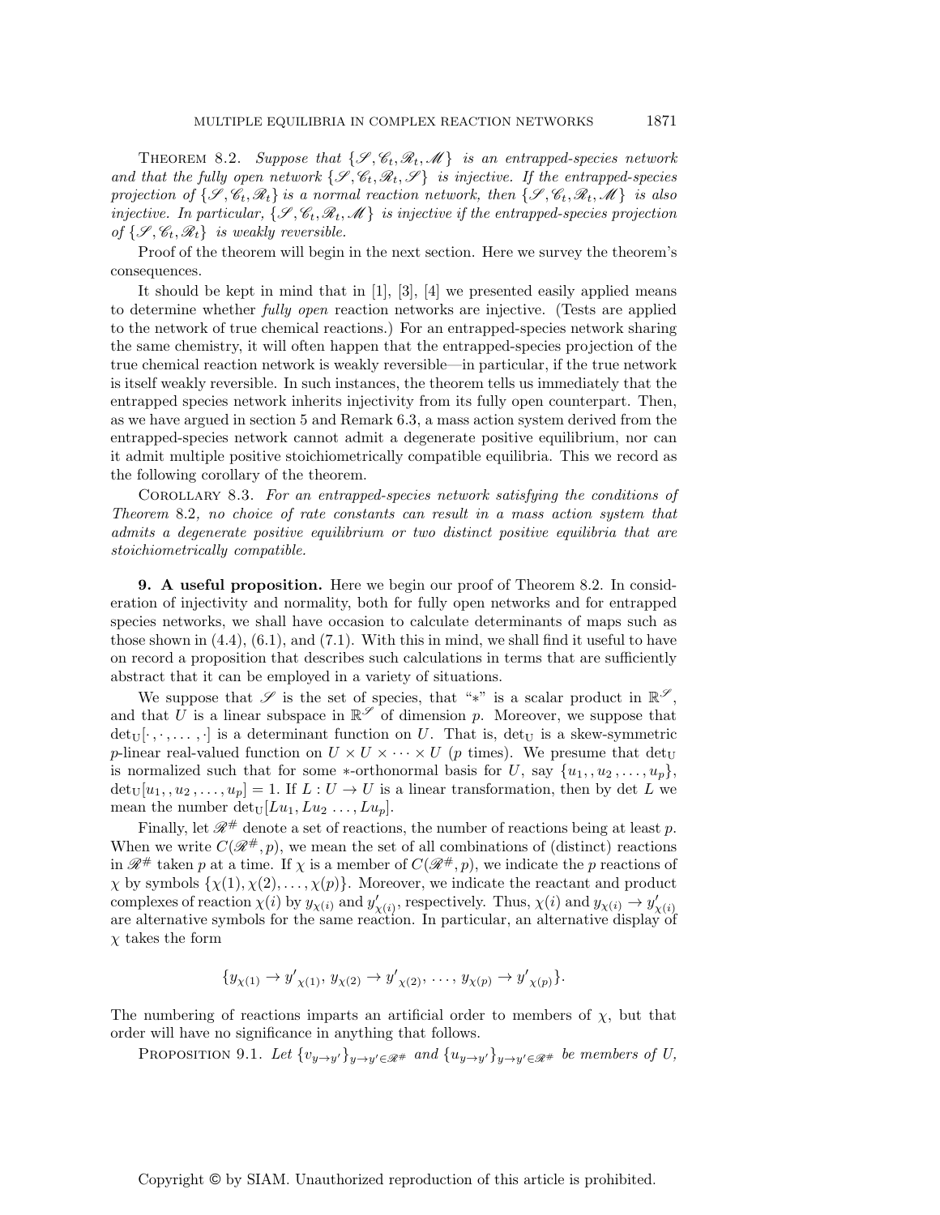THEOREM 8.2. *Suppose that $\{\mathscr{S}, \mathscr{C}_t, \mathscr{R}_t, \mathscr{M}\}$ is an entrapped-species network and that the fully open network $\{\mathscr{S}, \mathscr{C}_t, \mathscr{R}_t, \mathscr{S}\}$ is injective. If the entrapped-species projection of $\{\mathscr{S}, \mathscr{C}_t, \mathscr{R}_t\}$ is a normal reaction network, then $\{\mathscr{S}, \mathscr{C}_t, \mathscr{R}_t, \mathscr{M}\}$ is also injective. In particular, $\{\mathscr{S}, \mathscr{C}_t, \mathscr{R}_t, \mathscr{M}\}$ is injective if the entrapped-species projection of $\{\mathscr{S}, \mathscr{C}_t, \mathscr{R}_t\}$ is weakly reversible.*

Proof of the theorem will begin in the next section. Here we survey the theorem's consequences.

It should be kept in mind that in [1], [3], [4] we presented easily applied means to determine whether *fully open* reaction networks are injective. (Tests are applied to the network of true chemical reactions.) For an entrapped-species network sharing the same chemistry, it will often happen that the entrapped-species projection of the true chemical reaction network is weakly reversible—in particular, if the true network is itself weakly reversible. In such instances, the theorem tells us immediately that the entrapped species network inherits injectivity from its fully open counterpart. Then, as we have argued in section 5 and Remark 6.3, a mass action system derived from the entrapped-species network cannot admit a degenerate positive equilibrium, nor can it admit multiple positive stoichiometrically compatible equilibria. This we record as the following corollary of the theorem.

COROLLARY 8.3. *For an entrapped-species network satisfying the conditions of Theorem* 8.2*, no choice of rate constants can result in a mass action system that admits a degenerate positive equilibrium or two distinct positive equilibria that are stoichiometrically compatible.*

## 9. A useful proposition.

Here we begin our proof of Theorem 8.2. In consideration of injectivity and normality, both for fully open networks and for entrapped species networks, we shall have occasion to calculate determinants of maps such as those shown in (4.4), (6.1), and (7.1). With this in mind, we shall find it useful to have on record a proposition that describes such calculations in terms that are sufficiently abstract that it can be employed in a variety of situations.

We suppose that $\mathscr{S}$ is the set of species, that "$*$" is a scalar product in $\mathbb{R}^{\mathscr{S}}$, and that $U$ is a linear subspace in $\mathbb{R}^{\mathscr{S}}$ of dimension $p$. Moreover, we suppose that $\det_{\mathrm{U}}[\cdot,\cdot,\ldots,\cdot]$ is a determinant function on $U$. That is, $\det_{\mathrm{U}}$ is a skew-symmetric $p$-linear real-valued function on $U \times U \times \cdots \times U$ ($p$ times). We presume that $\det_{\mathrm{U}}$ is normalized such that for some $*$-orthonormal basis for $U$, say $\{u_1, , u_2, \ldots, u_p\}$, $\det_{\mathrm{U}}[u_1, , u_2, \ldots, u_p] = 1$. If $L : U \to U$ is a linear transformation, then by $\det L$ we mean the number $\det_{\mathrm{U}}[Lu_1, Lu_2 \ldots, Lu_p]$.

Finally, let $\mathscr{R}^{\#}$ denote a set of reactions, the number of reactions being at least $p$. When we write $C(\mathscr{R}^{\#}, p)$, we mean the set of all combinations of (distinct) reactions in $\mathscr{R}^{\#}$ taken $p$ at a time. If $\chi$ is a member of $C(\mathscr{R}^{\#}, p)$, we indicate the $p$ reactions of $\chi$ by symbols $\{\chi(1), \chi(2), \ldots, \chi(p)\}$. Moreover, we indicate the reactant and product complexes of reaction $\chi(i)$ by $y_{\chi(i)}$ and $y'_{\chi(i)}$, respectively. Thus, $\chi(i)$ and $y_{\chi(i)} \to y'_{\chi(i)}$ are alternative symbols for the same reaction. In particular, an alternative display of $\chi$ takes the form

$$\{y_{\chi(1)} \to {y'}_{\chi(1)},\, y_{\chi(2)} \to {y'}_{\chi(2)},\, \ldots,\, y_{\chi(p)} \to {y'}_{\chi(p)}\}.$$

The numbering of reactions imparts an artificial order to members of $\chi$, but that order will have no significance in anything that follows.

PROPOSITION 9.1. *Let $\{v_{y\to y'}\}_{y\to y' \in \mathscr{R}^{\#}}$ and $\{u_{y\to y'}\}_{y\to y' \in \mathscr{R}^{\#}}$ be members of $U$,*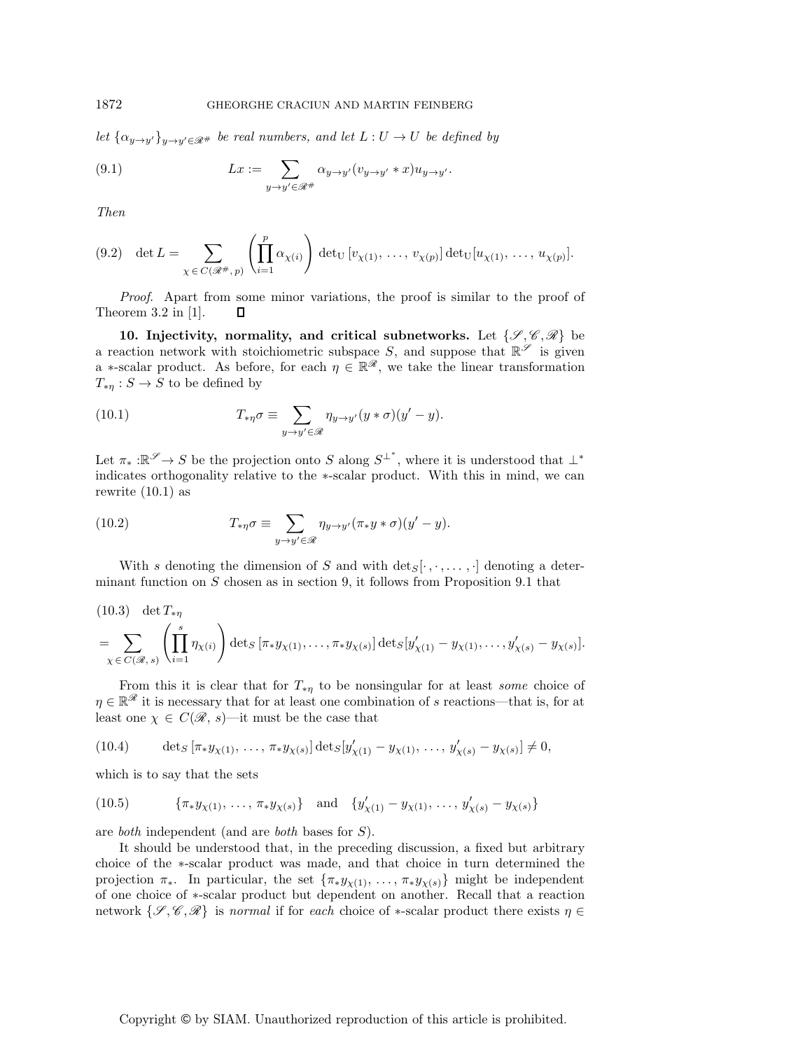*let* $\{\alpha_{y\to y'}\}_{y\to y'\in\mathscr{R}^\#}$ *be real numbers, and let* $L : U \to U$ *be defined by*

$$Lx := \sum_{y\to y'\in\mathscr{R}^\#} \alpha_{y\to y'}(v_{y\to y'} * x)u_{y\to y'}. \tag{9.1}$$

*Then*

$$\det L = \sum_{\chi\,\in\, C(\mathscr{R}^\#,\,p)} \left(\prod_{i=1}^{p} \alpha_{\chi(i)}\right) \det{}_{\mathrm{U}}\,[v_{\chi(1)},\,\ldots,\,v_{\chi(p)}]\det{}_{\mathrm{U}}[u_{\chi(1)},\,\ldots,\,u_{\chi(p)}]. \tag{9.2}$$

*Proof.* Apart from some minor variations, the proof is similar to the proof of Theorem 3.2 in [1]. ☐

**10. Injectivity, normality, and critical subnetworks.** Let $\{\mathscr{S},\mathscr{C},\mathscr{R}\}$ be a reaction network with stoichiometric subspace $S$, and suppose that $\mathbb{R}^{\mathscr{S}}$ is given a $*$-scalar product. As before, for each $\eta \in \mathbb{R}^{\mathscr{R}}$, we take the linear transformation $T_{*\eta} : S \to S$ to be defined by

$$T_{*\eta}\sigma \equiv \sum_{y\to y'\in\mathscr{R}} \eta_{y\to y'}(y * \sigma)(y' - y). \tag{10.1}$$

Let $\pi_* : \mathbb{R}^{\mathscr{S}} \to S$ be the projection onto $S$ along $S^{\perp^*}$, where it is understood that $\perp^*$ indicates orthogonality relative to the $*$-scalar product. With this in mind, we can rewrite (10.1) as

$$T_{*\eta}\sigma \equiv \sum_{y\to y'\in\mathscr{R}} \eta_{y\to y'}(\pi_* y * \sigma)(y' - y). \tag{10.2}$$

With $s$ denoting the dimension of $S$ and with $\det_S[\cdot,\cdot,\ldots,\cdot]$ denoting a determinant function on $S$ chosen as in section 9, it follows from Proposition 9.1 that

$$\begin{aligned} &\det T_{*\eta} \\ &= \sum_{\chi\,\in\, C(\mathscr{R},\,s)} \left(\prod_{i=1}^{s} \eta_{\chi(i)}\right) \det{}_S\,[\pi_* y_{\chi(1)},\ldots,\pi_* y_{\chi(s)}]\det{}_S[y'_{\chi(1)} - y_{\chi(1)},\ldots,y'_{\chi(s)} - y_{\chi(s)}]. \end{aligned} \tag{10.3}$$

From this it is clear that for $T_{*\eta}$ to be nonsingular for at least *some* choice of $\eta \in \mathbb{R}^{\mathscr{R}}$ it is necessary that for at least one combination of $s$ reactions—that is, for at least one $\chi \in C(\mathscr{R},\, s)$—it must be the case that

$$\det{}_S\,[\pi_* y_{\chi(1)},\,\ldots,\,\pi_* y_{\chi(s)}]\det{}_S[y'_{\chi(1)} - y_{\chi(1)},\,\ldots,\,y'_{\chi(s)} - y_{\chi(s)}] \neq 0, \tag{10.4}$$

which is to say that the sets

$$\{\pi_* y_{\chi(1)},\,\ldots,\,\pi_* y_{\chi(s)}\} \quad \text{and} \quad \{y'_{\chi(1)} - y_{\chi(1)},\,\ldots,\,y'_{\chi(s)} - y_{\chi(s)}\} \tag{10.5}$$

are *both* independent (and are *both* bases for $S$).

It should be understood that, in the preceding discussion, a fixed but arbitrary choice of the $*$-scalar product was made, and that choice in turn determined the projection $\pi_*$. In particular, the set $\{\pi_* y_{\chi(1)},\,\ldots,\,\pi_* y_{\chi(s)}\}$ might be independent of one choice of $*$-scalar product but dependent on another. Recall that a reaction network $\{\mathscr{S},\mathscr{C},\mathscr{R}\}$ is *normal* if for *each* choice of $*$-scalar product there exists $\eta \in$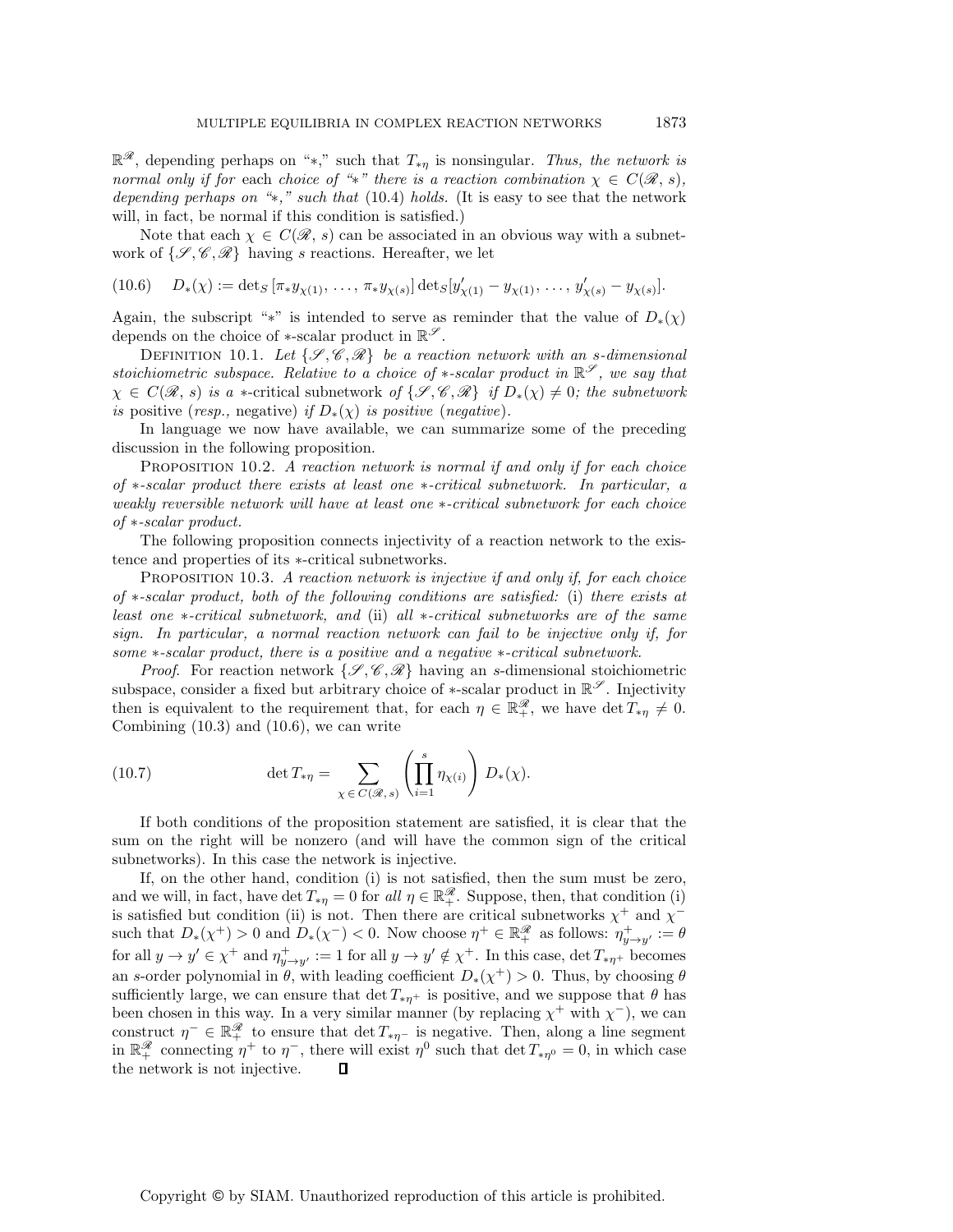$\mathbb{R}^{\mathscr{R}}$, depending perhaps on "$*$," such that $T_{*\eta}$ is nonsingular. *Thus, the network is normal only if for* each *choice of "$*$" there is a reaction combination* $\chi \in C(\mathscr{R}, s)$, *depending perhaps on "$*$," such that* (10.4) *holds.* (It is easy to see that the network will, in fact, be normal if this condition is satisfied.)

Note that each $\chi \in C(\mathscr{R}, s)$ can be associated in an obvious way with a subnetwork of $\{\mathscr{S}, \mathscr{C}, \mathscr{R}\}$ having $s$ reactions. Hereafter, we let

$$D_*(\chi) := \det{}_S\,[\pi_* y_{\chi(1)}, \ldots, \pi_* y_{\chi(s)}] \det{}_S[y'_{\chi(1)} - y_{\chi(1)}, \ldots, y'_{\chi(s)} - y_{\chi(s)}]. \tag{10.6}$$

Again, the subscript "$*$" is intended to serve as reminder that the value of $D_*(\chi)$ depends on the choice of $*$-scalar product in $\mathbb{R}^{\mathscr{S}}$.

Definition 10.1. *Let $\{\mathscr{S}, \mathscr{C}, \mathscr{R}\}$ be a reaction network with an $s$-dimensional stoichiometric subspace. Relative to a choice of $*$-scalar product in $\mathbb{R}^{\mathscr{S}}$, we say that $\chi \in C(\mathscr{R}, s)$ is a* $*$-critical subnetwork *of $\{\mathscr{S}, \mathscr{C}, \mathscr{R}\}$ if $D_*(\chi) \neq 0$; the subnetwork is* positive (*resp.,* negative) *if $D_*(\chi)$ is positive* (*negative*).

In language we now have available, we can summarize some of the preceding discussion in the following proposition.

Proposition 10.2. *A reaction network is normal if and only if for each choice of $*$-scalar product there exists at least one $*$-critical subnetwork. In particular, a weakly reversible network will have at least one $*$-critical subnetwork for each choice of $*$-scalar product.*

The following proposition connects injectivity of a reaction network to the existence and properties of its $*$-critical subnetworks.

Proposition 10.3. *A reaction network is injective if and only if, for each choice of $*$-scalar product, both of the following conditions are satisfied:* (i) *there exists at least one $*$-critical subnetwork, and* (ii) *all $*$-critical subnetworks are of the same sign. In particular, a normal reaction network can fail to be injective only if, for some $*$-scalar product, there is a positive and a negative $*$-critical subnetwork.*

*Proof.* For reaction network $\{\mathscr{S}, \mathscr{C}, \mathscr{R}\}$ having an $s$-dimensional stoichiometric subspace, consider a fixed but arbitrary choice of $*$-scalar product in $\mathbb{R}^{\mathscr{S}}$. Injectivity then is equivalent to the requirement that, for each $\eta \in \mathbb{R}^{\mathscr{R}}_+$, we have $\det T_{*\eta} \neq 0$. Combining (10.3) and (10.6), we can write

$$\det T_{*\eta} = \sum_{\chi \,\in\, C(\mathscr{R},\, s)} \left( \prod_{i=1}^{s} \eta_{\chi(i)} \right) D_*(\chi). \tag{10.7}$$

If both conditions of the proposition statement are satisfied, it is clear that the sum on the right will be nonzero (and will have the common sign of the critical subnetworks). In this case the network is injective.

If, on the other hand, condition (i) is not satisfied, then the sum must be zero, and we will, in fact, have $\det T_{*\eta} = 0$ for *all* $\eta \in \mathbb{R}^{\mathscr{R}}_+$. Suppose, then, that condition (i) is satisfied but condition (ii) is not. Then there are critical subnetworks $\chi^+$ and $\chi^-$ such that $D_*(\chi^+) > 0$ and $D_*(\chi^-) < 0$. Now choose $\eta^+ \in \mathbb{R}^{\mathscr{R}}_+$ as follows: $\eta^+_{y \to y'} := \theta$ for all $y \to y' \in \chi^+$ and $\eta^+_{y \to y'} := 1$ for all $y \to y' \notin \chi^+$. In this case, $\det T_{*\eta^+}$ becomes an $s$-order polynomial in $\theta$, with leading coefficient $D_*(\chi^+) > 0$. Thus, by choosing $\theta$ sufficiently large, we can ensure that $\det T_{*\eta^+}$ is positive, and we suppose that $\theta$ has been chosen in this way. In a very similar manner (by replacing $\chi^+$ with $\chi^-$), we can construct $\eta^- \in \mathbb{R}^{\mathscr{R}}_+$ to ensure that $\det T_{*\eta^-}$ is negative. Then, along a line segment in $\mathbb{R}^{\mathscr{R}}_+$ connecting $\eta^+$ to $\eta^-$, there will exist $\eta^0$ such that $\det T_{*\eta^0} = 0$, in which case the network is not injective. ∎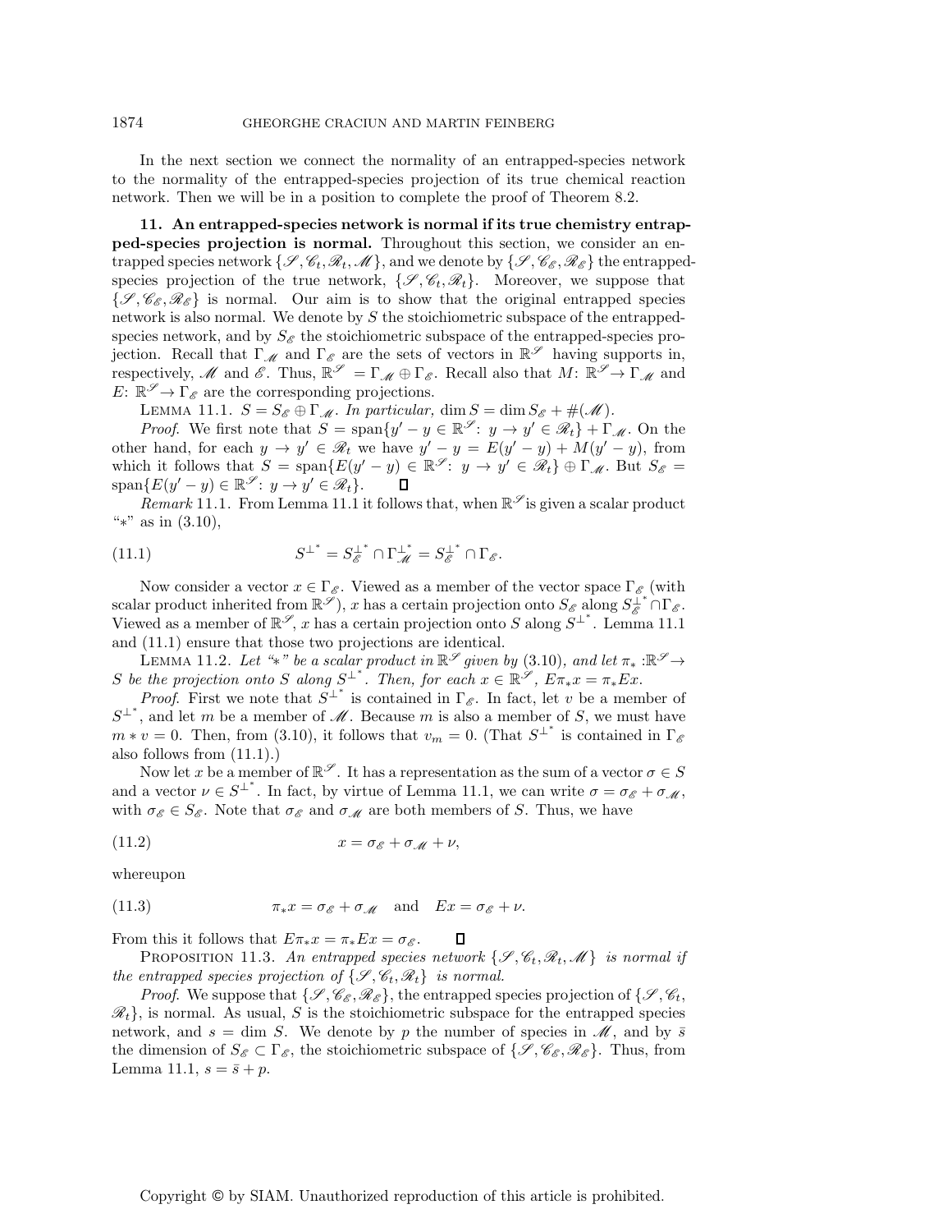In the next section we connect the normality of an entrapped-species network to the normality of the entrapped-species projection of its true chemical reaction network. Then we will be in a position to complete the proof of Theorem 8.2.

## 11. An entrapped-species network is normal if its true chemistry entrapped-species projection is normal.

Throughout this section, we consider an entrapped species network $\{\mathscr{S}, \mathscr{C}_t, \mathscr{R}_t, \mathscr{M}\}$, and we denote by $\{\mathscr{S}, \mathscr{C}_{\mathscr{E}}, \mathscr{R}_{\mathscr{E}}\}$ the entrapped-species projection of the true network, $\{\mathscr{S}, \mathscr{C}_t, \mathscr{R}_t\}$. Moreover, we suppose that $\{\mathscr{S}, \mathscr{C}_{\mathscr{E}}, \mathscr{R}_{\mathscr{E}}\}$ is normal. Our aim is to show that the original entrapped species network is also normal. We denote by $S$ the stoichiometric subspace of the entrapped-species network, and by $S_{\mathscr{E}}$ the stoichiometric subspace of the entrapped-species projection. Recall that $\Gamma_{\mathscr{M}}$ and $\Gamma_{\mathscr{E}}$ are the sets of vectors in $\mathbb{R}^{\mathscr{S}}$ having supports in, respectively, $\mathscr{M}$ and $\mathscr{E}$. Thus, $\mathbb{R}^{\mathscr{S}} = \Gamma_{\mathscr{M}} \oplus \Gamma_{\mathscr{E}}$. Recall also that $M\colon \mathbb{R}^{\mathscr{S}} \to \Gamma_{\mathscr{M}}$ and $E\colon \mathbb{R}^{\mathscr{S}} \to \Gamma_{\mathscr{E}}$ are the corresponding projections.

Lemma 11.1. *$S = S_{\mathscr{E}} \oplus \Gamma_{\mathscr{M}}$. In particular,* $\dim S = \dim S_{\mathscr{E}} + \#(\mathscr{M})$.

*Proof.* We first note that $S = \text{span}\{y' - y \in \mathbb{R}^{\mathscr{S}}\colon\ y \to y' \in \mathscr{R}_t\} + \Gamma_{\mathscr{M}}$. On the other hand, for each $y \to y' \in \mathscr{R}_t$ we have $y' - y = E(y' - y) + M(y' - y)$, from which it follows that $S = \text{span}\{E(y' - y) \in \mathbb{R}^{\mathscr{S}}\colon\ y \to y' \in \mathscr{R}_t\} \oplus \Gamma_{\mathscr{M}}$. But $S_{\mathscr{E}} = \text{span}\{E(y' - y) \in \mathbb{R}^{\mathscr{S}}\colon\ y \to y' \in \mathscr{R}_t\}$. $\square$

*Remark* 11.1. From Lemma 11.1 it follows that, when $\mathbb{R}^{\mathscr{S}}$ is given a scalar product "$*$" as in (3.10),

$$S^{\perp^*} = S_{\mathscr{E}}^{\perp^*} \cap \Gamma_{\mathscr{M}}^{\perp^*} = S_{\mathscr{E}}^{\perp^*} \cap \Gamma_{\mathscr{E}}. \tag{11.1}$$

Now consider a vector $x \in \Gamma_{\mathscr{E}}$. Viewed as a member of the vector space $\Gamma_{\mathscr{E}}$ (with scalar product inherited from $\mathbb{R}^{\mathscr{S}}$), $x$ has a certain projection onto $S_{\mathscr{E}}$ along $S_{\mathscr{E}}^{\perp^*} \cap \Gamma_{\mathscr{E}}$. Viewed as a member of $\mathbb{R}^{\mathscr{S}}$, $x$ has a certain projection onto $S$ along $S^{\perp^*}$. Lemma 11.1 and (11.1) ensure that those two projections are identical.

Lemma 11.2. *Let "$*$" be a scalar product in $\mathbb{R}^{\mathscr{S}}$ given by* (3.10), *and let $\pi_*\colon \mathbb{R}^{\mathscr{S}} \to S$ be the projection onto $S$ along $S^{\perp^*}$. Then, for each $x \in \mathbb{R}^{\mathscr{S}}$, $E\pi_* x = \pi_* E x$.*

*Proof.* First we note that $S^{\perp^*}$ is contained in $\Gamma_{\mathscr{E}}$. In fact, let $v$ be a member of $S^{\perp^*}$, and let $m$ be a member of $\mathscr{M}$. Because $m$ is also a member of $S$, we must have $m * v = 0$. Then, from (3.10), it follows that $v_m = 0$. (That $S^{\perp^*}$ is contained in $\Gamma_{\mathscr{E}}$ also follows from (11.1).)

Now let $x$ be a member of $\mathbb{R}^{\mathscr{S}}$. It has a representation as the sum of a vector $\sigma \in S$ and a vector $\nu \in S^{\perp^*}$. In fact, by virtue of Lemma 11.1, we can write $\sigma = \sigma_{\mathscr{E}} + \sigma_{\mathscr{M}}$, with $\sigma_{\mathscr{E}} \in S_{\mathscr{E}}$. Note that $\sigma_{\mathscr{E}}$ and $\sigma_{\mathscr{M}}$ are both members of $S$. Thus, we have

$$x = \sigma_{\mathscr{E}} + \sigma_{\mathscr{M}} + \nu, \tag{11.2}$$

whereupon

$$\pi_* x = \sigma_{\mathscr{E}} + \sigma_{\mathscr{M}} \quad \text{and} \quad Ex = \sigma_{\mathscr{E}} + \nu. \tag{11.3}$$

From this it follows that $E\pi_* x = \pi_* E x = \sigma_{\mathscr{E}}$. $\square$

Proposition 11.3. *An entrapped species network $\{\mathscr{S}, \mathscr{C}_t, \mathscr{R}_t, \mathscr{M}\}$ is normal if the entrapped species projection of $\{\mathscr{S}, \mathscr{C}_t, \mathscr{R}_t\}$ is normal.*

*Proof.* We suppose that $\{\mathscr{S}, \mathscr{C}_{\mathscr{E}}, \mathscr{R}_{\mathscr{E}}\}$, the entrapped species projection of $\{\mathscr{S}, \mathscr{C}_t, \mathscr{R}_t\}$, is normal. As usual, $S$ is the stoichiometric subspace for the entrapped species network, and $s = \dim S$. We denote by $p$ the number of species in $\mathscr{M}$, and by $\bar{s}$ the dimension of $S_{\mathscr{E}} \subset \Gamma_{\mathscr{E}}$, the stoichiometric subspace of $\{\mathscr{S}, \mathscr{C}_{\mathscr{E}}, \mathscr{R}_{\mathscr{E}}\}$. Thus, from Lemma 11.1, $s = \bar{s} + p$.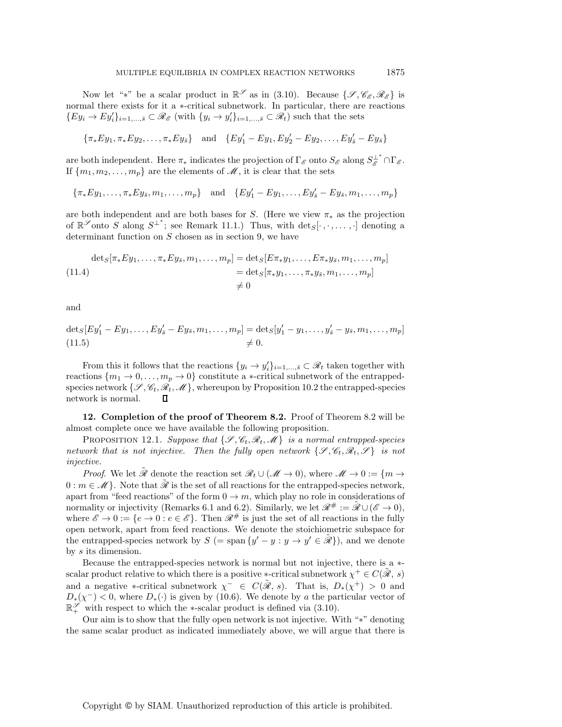Now let "$*$" be a scalar product in $\mathbb{R}^{\mathscr{S}}$ as in (3.10). Because $\{\mathscr{S}, \mathscr{C}_{\mathscr{E}}, \mathscr{R}_{\mathscr{E}}\}$ is normal there exists for it a $*$-critical subnetwork. In particular, there are reactions $\{Ey_i \to Ey_i'\}_{i=1,\dots,\bar{s}} \subset \mathscr{R}_{\mathscr{E}}$ (with $\{y_i \to y_i'\}_{i=1,\dots,\bar{s}} \subset \mathscr{R}_t$) such that the sets

$$\{\pi_* Ey_1, \pi_* Ey_2, \dots, \pi_* Ey_{\bar{s}}\} \quad \text{and} \quad \{Ey_1' - Ey_1, Ey_2' - Ey_2, \dots, Ey_{\bar{s}}' - Ey_{\bar{s}}\}$$

are both independent. Here $\pi_*$ indicates the projection of $\Gamma_{\mathscr{E}}$ onto $S_{\mathscr{E}}$ along $S_{\mathscr{E}}^{\perp^*} \cap \Gamma_{\mathscr{E}}$. If $\{m_1, m_2, \dots, m_p\}$ are the elements of $\mathscr{M}$, it is clear that the sets

$$\{\pi_* Ey_1, \dots, \pi_* Ey_{\bar{s}}, m_1, \dots, m_p\} \quad \text{and} \quad \{Ey_1' - Ey_1, \dots, Ey_{\bar{s}}' - Ey_{\bar{s}}, m_1, \dots, m_p\}$$

are both independent and are both bases for $S$. (Here we view $\pi_*$ as the projection of $\mathbb{R}^{\mathscr{S}}$ onto $S$ along $S^{\perp^*}$; see Remark 11.1.) Thus, with $\det_S[\cdot, \cdot, \dots, \cdot]$ denoting a determinant function on $S$ chosen as in section 9, we have

$$\begin{aligned}
\det_S[\pi_* Ey_1, \dots, \pi_* Ey_{\bar{s}}, m_1, \dots, m_p] &= \det_S[E\pi_* y_1, \dots, E\pi_* y_{\bar{s}}, m_1, \dots, m_p] \\
&= \det_S[\pi_* y_1, \dots, \pi_* y_{\bar{s}}, m_1, \dots, m_p] \\
&\neq 0
\end{aligned} \tag{11.4}$$

and

$$\begin{aligned}
\det_S[Ey_1' - Ey_1, \dots, Ey_{\bar{s}}' - Ey_{\bar{s}}, m_1, \dots, m_p] &= \det_S[y_1' - y_1, \dots, y_{\bar{s}}' - y_{\bar{s}}, m_1, \dots, m_p] \\
&\neq 0.
\end{aligned} \tag{11.5}$$

From this it follows that the reactions $\{y_i \to y_i'\}_{i=1,\dots,\bar{s}} \subset \mathscr{R}_t$ taken together with reactions $\{m_1 \to 0, \dots, m_p \to 0\}$ constitute a $*$-critical subnetwork of the entrapped-species network $\{\mathscr{S}, \mathscr{C}_t, \mathscr{R}_t, \mathscr{M}\}$, whereupon by Proposition 10.2 the entrapped-species network is normal. ∎

**12. Completion of the proof of Theorem 8.2.** Proof of Theorem 8.2 will be almost complete once we have available the following proposition.

PROPOSITION 12.1. *Suppose that $\{\mathscr{S}, \mathscr{C}_t, \mathscr{R}_t, \mathscr{M}\}$ is a normal entrapped-species network that is not injective. Then the fully open network $\{\mathscr{S}, \mathscr{C}_t, \mathscr{R}_t, \mathscr{S}\}$ is not injective.*

*Proof.* We let $\tilde{\mathscr{R}}$ denote the reaction set $\mathscr{R}_t \cup (\mathscr{M} \to 0)$, where $\mathscr{M} \to 0 := \{m \to 0 : m \in \mathscr{M}\}$. Note that $\tilde{\mathscr{R}}$ is the set of all reactions for the entrapped-species network, apart from "feed reactions" of the form $0 \to m$, which play no role in considerations of normality or injectivity (Remarks 6.1 and 6.2). Similarly, we let $\mathscr{R}^\# := \tilde{\mathscr{R}} \cup (\mathscr{E} \to 0)$, where $\mathscr{E} \to 0 := \{e \to 0 : e \in \mathscr{E}\}$. Then $\mathscr{R}^\#$ is just the set of all reactions in the fully open network, apart from feed reactions. We denote the stoichiometric subspace for the entrapped-species network by $S$ ($= \text{span}\,\{y' - y : y \to y' \in \tilde{\mathscr{R}}\}$), and we denote by $s$ its dimension.

Because the entrapped-species network is normal but not injective, there is a $*$-scalar product relative to which there is a positive $*$-critical subnetwork $\chi^+ \in C(\tilde{\mathscr{R}}, s)$ and a negative $*$-critical subnetwork $\chi^- \in C(\tilde{\mathscr{R}}, s)$. That is, $D_*(\chi^+) > 0$ and $D_*(\chi^-) < 0$, where $D_*(\cdot)$ is given by (10.6). We denote by $a$ the particular vector of $\mathbb{R}_+^{\mathscr{S}}$ with respect to which the $*$-scalar product is defined via (3.10).

Our aim is to show that the fully open network is not injective. With "$*$" denoting the same scalar product as indicated immediately above, we will argue that there is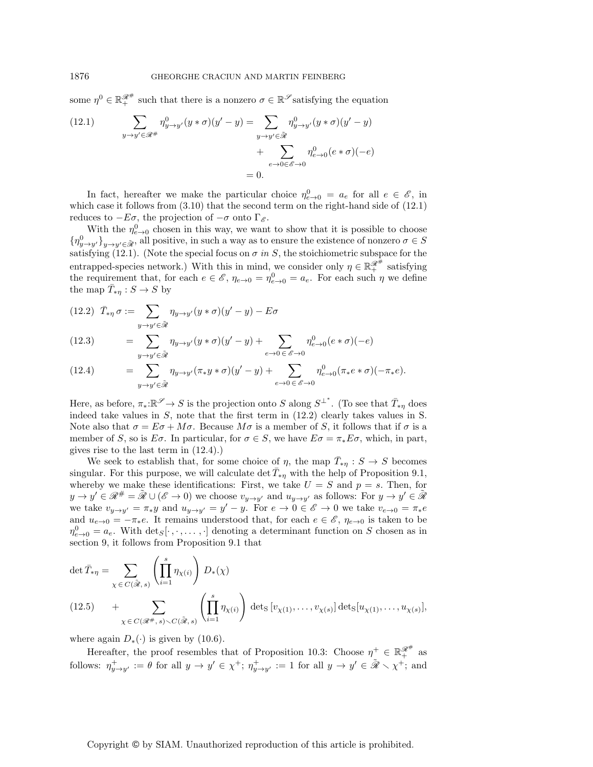some $\eta^0 \in \mathbb{R}_+^{\mathscr{R}^\#}$ such that there is a nonzero $\sigma \in \mathbb{R}^{\mathscr{S}}$ satisfying the equation

$$
\begin{aligned}
(12.1) \qquad \sum_{y \to y' \in \mathscr{R}^\#} \eta^0_{y\to y'} (y * \sigma)(y' - y) &= \sum_{y \to y' \in \tilde{\mathscr{R}}} \eta^0_{y\to y'} (y * \sigma)(y' - y) \\
&\quad + \sum_{e \to 0 \in \mathscr{E} \to 0} \eta^0_{e \to 0} (e * \sigma)(-e) \\
&= 0.
\end{aligned}
$$

In fact, hereafter we make the particular choice $\eta^0_{e\to 0} = a_e$ for all $e \in \mathscr{E}$, in which case it follows from (3.10) that the second term on the right-hand side of (12.1) reduces to $-E\sigma$, the projection of $-\sigma$ onto $\Gamma_{\mathscr{E}}$.

With the $\eta^0_{e\to 0}$ chosen in this way, we want to show that it is possible to choose $\{\eta^0_{y \to y'}\}_{y \to y' \in \tilde{\mathscr{R}}}$, all positive, in such a way as to ensure the existence of nonzero $\sigma \in S$ satisfying (12.1). (Note the special focus on $\sigma$ *in* $S$, the stoichiometric subspace for the entrapped-species network.) With this in mind, we consider only $\eta \in \mathbb{R}_+^{\mathscr{R}^\#}$ satisfying the requirement that, for each $e \in \mathscr{E}$, $\eta_{e \to 0} = \eta^0_{e\to 0} = a_e$. For each such $\eta$ we define the map $\bar{T}_{*\eta} : S \to S$ by

$$
\begin{aligned}
(12.2) \quad \bar{T}_{*\eta}\, \sigma &:= \sum_{y \to y' \in \tilde{\mathscr{R}}} \eta_{y \to y'} (y * \sigma)(y' - y) - E\sigma \\
(12.3) \quad &= \sum_{y \to y' \in \tilde{\mathscr{R}}} \eta_{y \to y'} (y * \sigma)(y' - y) + \sum_{e \to 0 \,\in\, \mathscr{E} \to 0} \eta^0_{e\to 0} (e * \sigma)(-e) \\
(12.4) \quad &= \sum_{y \to y' \in \tilde{\mathscr{R}}} \eta_{y \to y'} (\pi_* y * \sigma)(y' - y) + \sum_{e \to 0 \,\in\, \mathscr{E} \to 0} \eta^0_{e\to 0} (\pi_* e * \sigma)(-\pi_* e).
\end{aligned}
$$

Here, as before, $\pi_* : \mathbb{R}^{\mathscr{S}} \to S$ is the projection onto $S$ along $S^{\perp^*}$. (To see that $\bar{T}_{*\eta}$ does indeed take values in $S$, note that the first term in (12.2) clearly takes values in S. Note also that $\sigma = E\sigma + M\sigma$. Because $M\sigma$ is a member of $S$, it follows that if $\sigma$ is a member of $S$, so is $E\sigma$. In particular, for $\sigma \in S$, we have $E\sigma = \pi_* E\sigma$, which, in part, gives rise to the last term in (12.4).)

We seek to establish that, for some choice of $\eta$, the map $\bar{T}_{*\eta} : S \to S$ becomes singular. For this purpose, we will calculate $\det \bar{T}_{*\eta}$ with the help of Proposition 9.1, whereby we make these identifications: First, we take $U = S$ and $p = s$. Then, for $y \to y' \in \mathscr{R}^\# = \tilde{\mathscr{R}} \cup (\mathscr{E} \to 0)$ we choose $v_{y \to y'}$ and $u_{y \to y'}$ as follows: For $y \to y' \in \tilde{\mathscr{R}}$ we take $v_{y \to y'} = \pi_* y$ and $u_{y \to y'} = y' - y$. For $e \to 0 \in \mathscr{E} \to 0$ we take $v_{e \to 0} = \pi_* e$ and $u_{e \to 0} = -\pi_* e$. It remains understood that, for each $e \in \mathscr{E}$, $\eta_{e \to 0}$ is taken to be $\eta^0_{e\to 0} = a_e$. With $\det_S[\cdot, \cdot, \dots, \cdot]$ denoting a determinant function on $S$ chosen as in section 9, it follows from Proposition 9.1 that

$$
\begin{aligned}
\det \bar{T}_{*\eta} &= \sum_{\chi \,\in\, C(\tilde{\mathscr{R}},\, s)} \left( \prod_{i=1}^{s} \eta_{\chi(i)} \right) D_*(\chi) \\
(12.5) \qquad &+ \sum_{\chi \,\in\, C(\mathscr{R}^\#,\, s) \smallsetminus C(\tilde{\mathscr{R}},\, s)} \left( \prod_{i=1}^{s} \eta_{\chi(i)} \right) \det\nolimits_S [v_{\chi(1)}, \dots, v_{\chi(s)}] \det\nolimits_S [u_{\chi(1)}, \dots, u_{\chi(s)}],
\end{aligned}
$$

where again $D_*(\cdot)$ is given by (10.6).

Hereafter, the proof resembles that of Proposition 10.3: Choose $\eta^+ \in \mathbb{R}_+^{\mathscr{R}^\#}$ as follows: $\eta^+_{y \to y'} := \theta$ for all $y \to y' \in \chi^+$; $\eta^+_{y \to y'} := 1$ for all $y \to y' \in \tilde{\mathscr{R}} \smallsetminus \chi^+$; and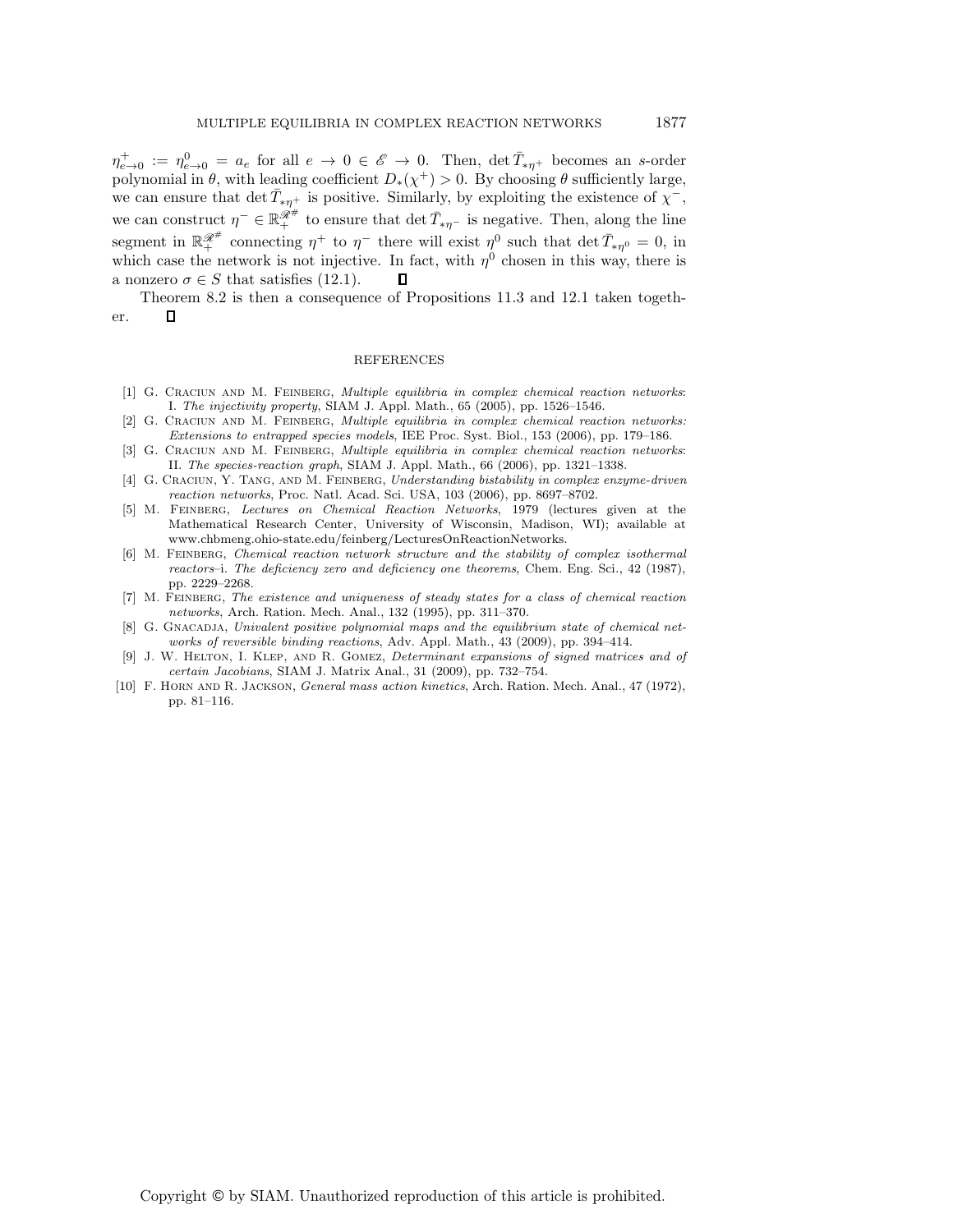$\eta^+_{e\to 0} := \eta^0_{e\to 0} = a_e$ for all $e \to 0 \in \mathscr{E} \to 0$. Then, $\det \bar{T}_{*\eta^+}$ becomes an $s$-order polynomial in $\theta$, with leading coefficient $D_*(\chi^+) > 0$. By choosing $\theta$ sufficiently large, we can ensure that $\det \bar{T}_{*\eta^+}$ is positive. Similarly, by exploiting the existence of $\chi^-$, we can construct $\eta^- \in \mathbb{R}^{\mathscr{R}^\#}_+$ to ensure that $\det \bar{T}_{*\eta^-}$ is negative. Then, along the line segment in $\mathbb{R}^{\mathscr{R}^\#}_+$ connecting $\eta^+$ to $\eta^-$ there will exist $\eta^0$ such that $\det \bar{T}_{*\eta^0} = 0$, in which case the network is not injective. In fact, with $\eta^0$ chosen in this way, there is a nonzero $\sigma \in S$ that satisfies (12.1). ∎

Theorem 8.2 is then a consequence of Propositions 11.3 and 12.1 taken together. ∎

## REFERENCES

[1] G. Craciun and M. Feinberg, *Multiple equilibria in complex chemical reaction networks: I. The injectivity property*, SIAM J. Appl. Math., 65 (2005), pp. 1526–1546.

[2] G. Craciun and M. Feinberg, *Multiple equilibria in complex chemical reaction networks: Extensions to entrapped species models*, IEE Proc. Syst. Biol., 153 (2006), pp. 179–186.

[3] G. Craciun and M. Feinberg, *Multiple equilibria in complex chemical reaction networks: II. The species-reaction graph*, SIAM J. Appl. Math., 66 (2006), pp. 1321–1338.

[4] G. Craciun, Y. Tang, and M. Feinberg, *Understanding bistability in complex enzyme-driven reaction networks*, Proc. Natl. Acad. Sci. USA, 103 (2006), pp. 8697–8702.

[5] M. Feinberg, *Lectures on Chemical Reaction Networks*, 1979 (lectures given at the Mathematical Research Center, University of Wisconsin, Madison, WI); available at www.chbmeng.ohio-state.edu/feinberg/LecturesOnReactionNetworks.

[6] M. Feinberg, *Chemical reaction network structure and the stability of complex isothermal reactors–i. The deficiency zero and deficiency one theorems*, Chem. Eng. Sci., 42 (1987), pp. 2229–2268.

[7] M. Feinberg, *The existence and uniqueness of steady states for a class of chemical reaction networks*, Arch. Ration. Mech. Anal., 132 (1995), pp. 311–370.

[8] G. Gnacadja, *Univalent positive polynomial maps and the equilibrium state of chemical networks of reversible binding reactions*, Adv. Appl. Math., 43 (2009), pp. 394–414.

[9] J. W. Helton, I. Klep, and R. Gomez, *Determinant expansions of signed matrices and of certain Jacobians*, SIAM J. Matrix Anal., 31 (2009), pp. 732–754.

[10] F. Horn and R. Jackson, *General mass action kinetics*, Arch. Ration. Mech. Anal., 47 (1972), pp. 81–116.